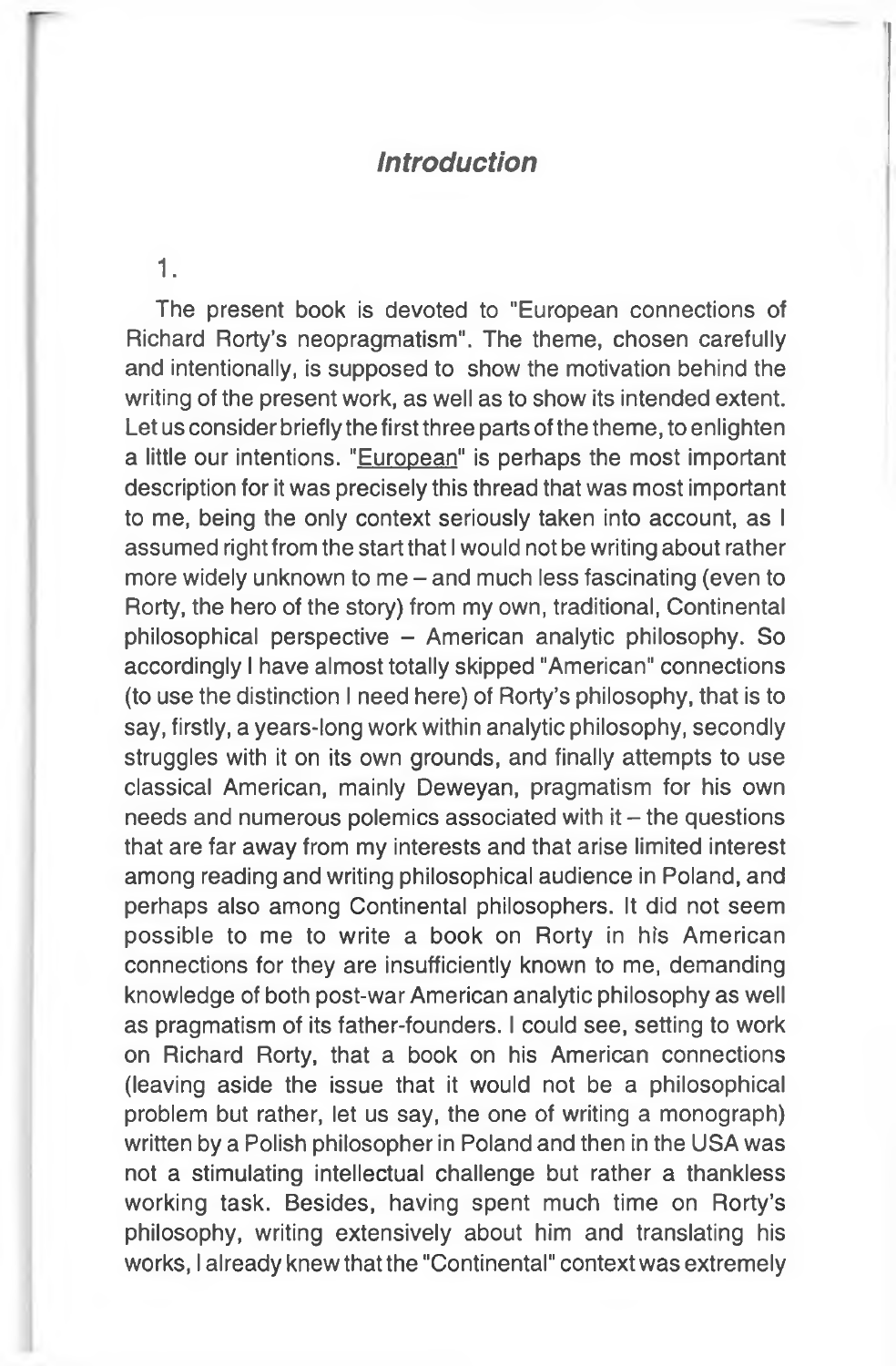# *Introduction*

1.

The present book is devoted to "European connections of Richard Rorty's neopragmatism". The theme, chosen carefully and intentionally, is supposed to show the motivation behind the writing of the present work, as well as to show its intended extent. Let us consider briefly the first three parts of the theme, to enlighten a little our intentions. "European" is perhaps the most important description for it was precisely this thread that was most important to me, being the only context seriously taken into account, as I assumed right from the start that I would not be writing about rather more widely unknown to me – and much less fascinating (even to Rorty, the hero of the story) from my own, traditional, Continental philosophical perspective – American analytic philosophy. So accordingly I have almost totally skipped "American" connections (to use the distinction I need here) of Rorty's philosophy, that is to say, firstly, a years-long work within analytic philosophy, secondly struggles with it on its own grounds, and finally attempts to use classical American, mainly Deweyan, pragmatism for his own needs and numerous polemics associated with it – the questions that are far away from my interests and that arise limited interest among reading and writing philosophical audience in Poland, and perhaps also among Continental philosophers. It did not seem possible to me to write a book on Rorty in his American connections for they are insufficiently known to me, demanding knowledge of both post-war American analytic philosophy as well as pragmatism of its father-founders. I could see, setting to work on Richard Rorty, that a book on his American connections (leaving aside the issue that it would not be a philosophical problem but rather, let us say, the one of writing a monograph) written by a Polish philosopher in Poland and then in the USA was not a stimulating intellectual challenge but rather a thankless working task. Besides, having spent much time on Rorty's philosophy, writing extensively about him and translating his works, I already knew that the "Continental" context was extremely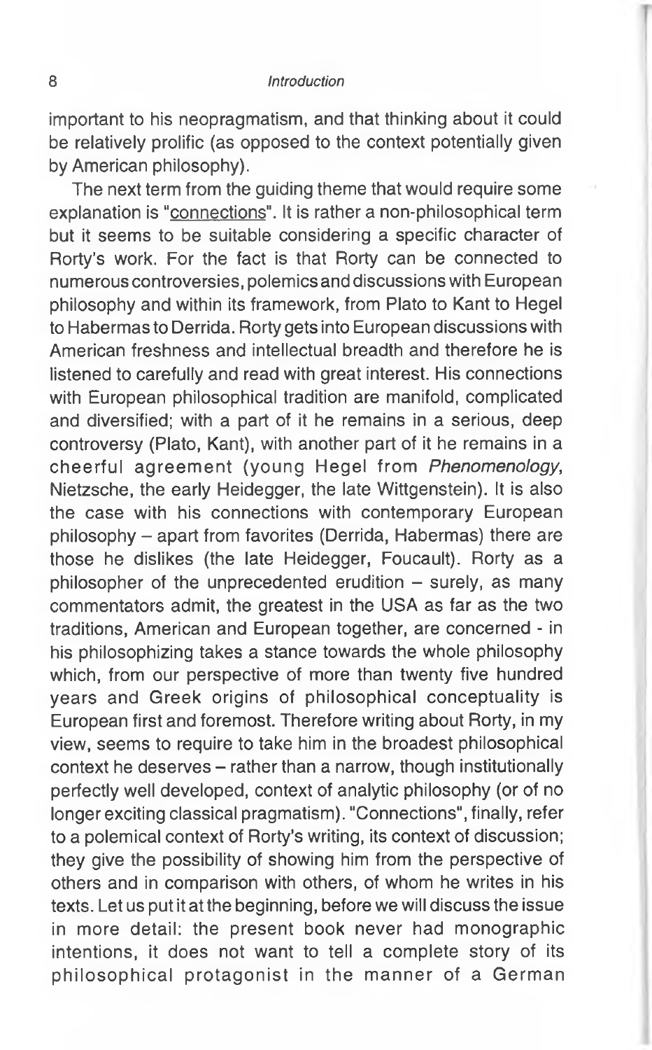important to his neopragmatism, and that thinking about it could be relatively prolific (as opposed to the context potentially given by American philosophy).

The next term from the guiding theme that would require some explanation is "connections". It is rather a non-philosophical term but it seems to be suitable considering a specific character of Rorty's work. For the fact is that Rorty can be connected to numerous controversies, polemics and discussions with European philosophy and within its framework, from Plato to Kant to Hegel to Habermas to Derrida. Rorty gets into European discussions with American freshness and intellectual breadth and therefore he is listened to carefully and read with great interest. His connections with European philosophical tradition are manifold, complicated and diversified; with a part of it he remains in a serious, deep controversy (Plato, Kant), with another part of it he remains in a cheerful agreement (young Hegel from *Phenomenology*, Nietzsche, the early Heidegger, the late Wittgenstein). It is also the case with his connections with contemporary European philosophy – apart from favorites (Derrida, Habermas) there are those he dislikes (the late Heidegger, Foucault). Rorty as a philosopher of the unprecedented erudition – surely, as many commentators admit, the greatest in the USA as far as the two traditions, American and European together, are concerned - in his philosophizing takes a stance towards the whole philosophy which, from our perspective of more than twenty five hundred years and Greek origins of philosophical conceptuality is European first and foremost. Therefore writing about Rorty, in my view, seems to require to take him in the broadest philosophical context he deserves – rather than a narrow, though institutionally perfectly well developed, context of analytic philosophy (or of no longer exciting classical pragmatism). "Connections", finally, refer to a polemical context of Rorty's writing, its context of discussion; they give the possibility of showing him from the perspective of others and in comparison with others, of whom he writes in his texts. Let us put it at the beginning, before we will discuss the issue in more detail: the present book never had monographic intentions, it does not want to tell a complete story of its philosophical protagonist in the manner of a German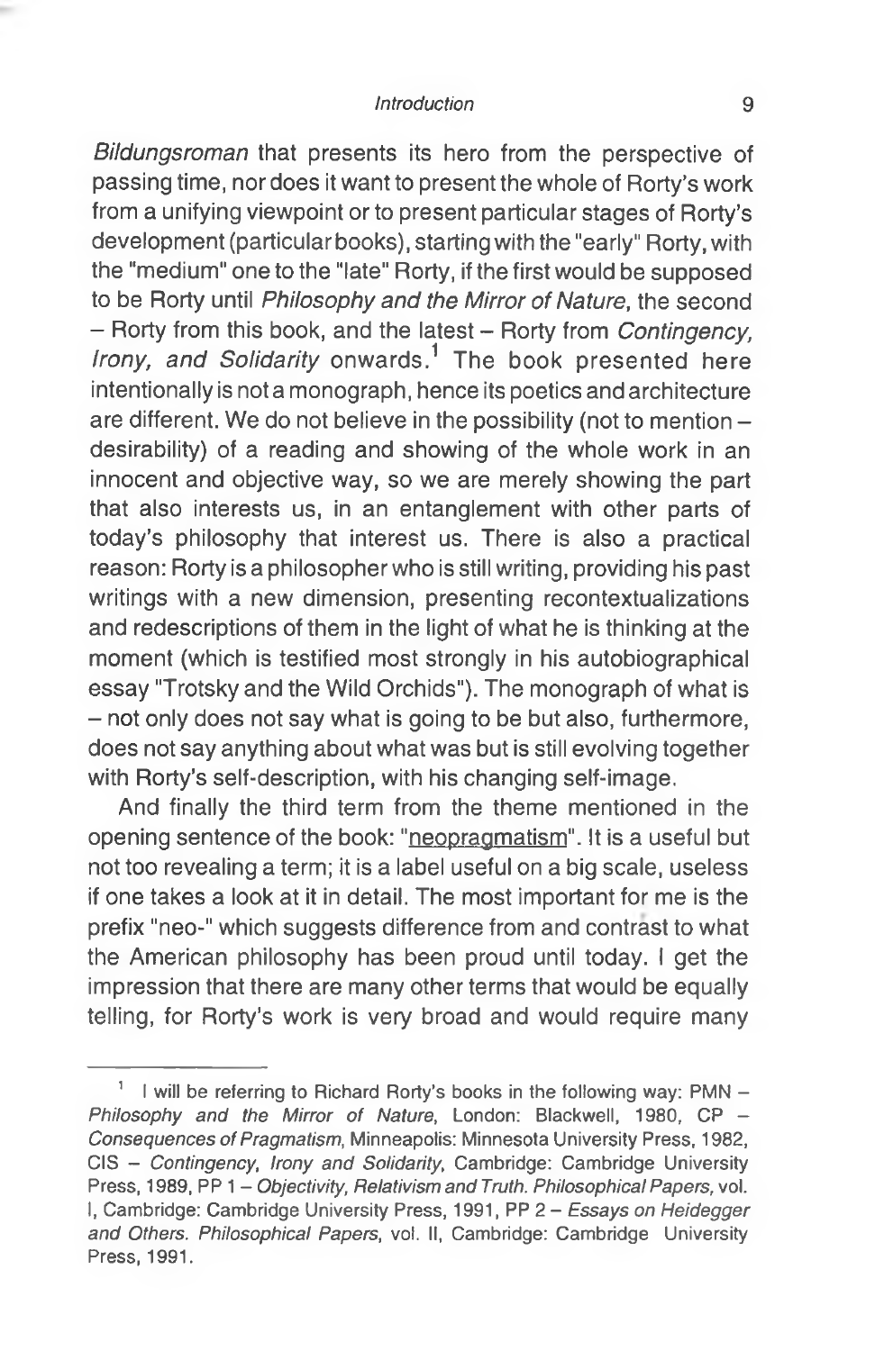*Bildungsroman* that presents its hero from the perspective of passing time, nor does it want to present the whole of Rorty's work from a unifying viewpoint or to present particular stages of Rorty's development (particular books), starting with the "early" Rorty, with the "medium" one to the "late" Rorty, if the first would be supposed to be Rorty until *Philosophy and the Mirror of Nature*, the second – Rorty from this book, and the latest – Rorty from *Contingency, Irony, and Solidarity* onwards.[1] The book presented here intentionally is not a monograph, hence its poetics and architecture are different. We do not believe in the possibility (not to mention – desirability) of a reading and showing of the whole work in an innocent and objective way, so we are merely showing the part that also interests us, in an entanglement with other parts of today's philosophy that interest us. There is also a practical reason: Rorty is a philosopher who is still writing, providing his past writings with a new dimension, presenting recontextualizations and redescriptions of them in the light of what he is thinking at the moment (which is testified most strongly in his autobiographical essay "Trotsky and the Wild Orchids"). The monograph of what is – not only does not say what is going to be but also, furthermore, does not say anything about what was but is still evolving together with Rorty's self-description, with his changing self-image.

And finally the third term from the theme mentioned in the opening sentence of the book: "neopragmatism". It is a useful but not too revealing a term; it is a label useful on a big scale, useless if one takes a look at it in detail. The most important for me is the prefix "neo-" which suggests difference from and contrast to what the American philosophy has been proud until today. I get the impression that there are many other terms that would be equally telling, for Rorty's work is very broad and would require many

[1] I will be referring to Richard Rorty's books in the following way: PMN – *Philosophy and the Mirror of Nature*, London: Blackwell, 1980, CP – *Consequences of Pragmatism*, Minneapolis: Minnesota University Press, 1982, CIS – *Contingency, Irony and Solidarity*, Cambridge: Cambridge University Press, 1989, PP 1 – *Objectivity, Relativism and Truth. Philosophical Papers*, vol. I, Cambridge: Cambridge University Press, 1991, PP 2 – *Essays on Heidegger and Others. Philosophical Papers*, vol. II, Cambridge: Cambridge University Press, 1991.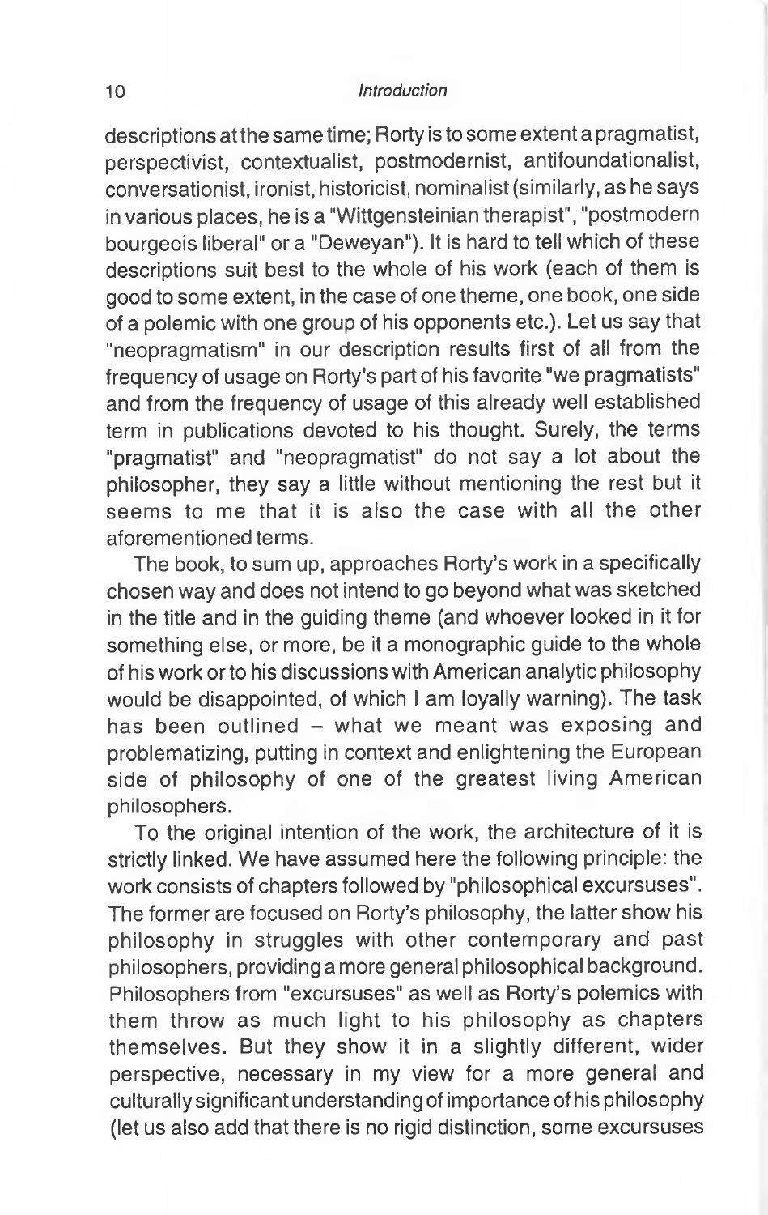descriptions at the same time; Rorty is to some extent a pragmatist, perspectivist, contextualist, postmodernist, antifoundationalist, conversationist, ironist, historicist, nominalist (similarly, as he says in various places, he is a "Wittgensteinian therapist", "postmodern bourgeois liberal" or a "Deweyan"). It is hard to tell which of these descriptions suit best to the whole of his work (each of them is good to some extent, in the case of one theme, one book, one side of a polemic with one group of his opponents etc.). Let us say that "neopragmatism" in our description results first of all from the frequency of usage on Rorty's part of his favorite "we pragmatists" and from the frequency of usage of this already well established term in publications devoted to his thought. Surely, the terms "pragmatist" and "neopragmatist" do not say a lot about the philosopher, they say a little without mentioning the rest but it seems to me that it is also the case with all the other aforementioned terms.

The book, to sum up, approaches Rorty's work in a specifically chosen way and does not intend to go beyond what was sketched in the title and in the guiding theme (and whoever looked in it for something else, or more, be it a monographic guide to the whole of his work or to his discussions with American analytic philosophy would be disappointed, of which I am loyally warning). The task has been outlined – what we meant was exposing and problematizing, putting in context and enlightening the European side of philosophy of one of the greatest living American philosophers.

To the original intention of the work, the architecture of it is strictly linked. We have assumed here the following principle: the work consists of chapters followed by "philosophical excursuses". The former are focused on Rorty's philosophy, the latter show his philosophy in struggles with other contemporary and past philosophers, providing a more general philosophical background. Philosophers from "excursuses" as well as Rorty's polemics with them throw as much light to his philosophy as chapters themselves. But they show it in a slightly different, wider perspective, necessary in my view for a more general and culturally significant understanding of importance of his philosophy (let us also add that there is no rigid distinction, some excursuses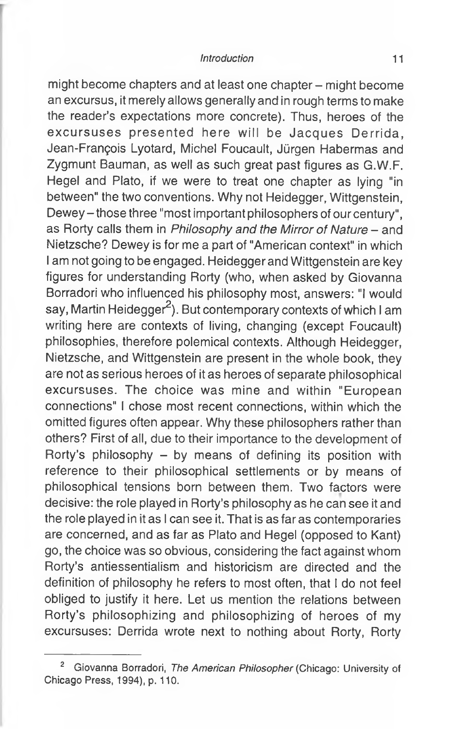might become chapters and at least one chapter – might become an excursus, it merely allows generally and in rough terms to make the reader's expectations more concrete). Thus, heroes of the excursuses presented here will be Jacques Derrida, Jean-François Lyotard, Michel Foucault, Jürgen Habermas and Zygmunt Bauman, as well as such great past figures as G.W.F. Hegel and Plato, if we were to treat one chapter as lying "in between" the two conventions. Why not Heidegger, Wittgenstein, Dewey – those three "most important philosophers of our century", as Rorty calls them in *Philosophy and the Mirror of Nature* – and Nietzsche? Dewey is for me a part of "American context" in which I am not going to be engaged. Heidegger and Wittgenstein are key figures for understanding Rorty (who, when asked by Giovanna Borradori who influenced his philosophy most, answers: "I would say, Martin Heidegger[2]). But contemporary contexts of which I am writing here are contexts of living, changing (except Foucault) philosophies, therefore polemical contexts. Although Heidegger, Nietzsche, and Wittgenstein are present in the whole book, they are not as serious heroes of it as heroes of separate philosophical excursuses. The choice was mine and within "European connections" I chose most recent connections, within which the omitted figures often appear. Why these philosophers rather than others? First of all, due to their importance to the development of Rorty's philosophy – by means of defining its position with reference to their philosophical settlements or by means of philosophical tensions born between them. Two factors were decisive: the role played in Rorty's philosophy as he can see it and the role played in it as I can see it. That is as far as contemporaries are concerned, and as far as Plato and Hegel (opposed to Kant) go, the choice was so obvious, considering the fact against whom Rorty's antiessentialism and historicism are directed and the definition of philosophy he refers to most often, that I do not feel obliged to justify it here. Let us mention the relations between Rorty's philosophizing and philosophizing of heroes of my excursuses: Derrida wrote next to nothing about Rorty, Rorty

---

[2] Giovanna Borradori, *The American Philosopher* (Chicago: University of Chicago Press, 1994), p. 110.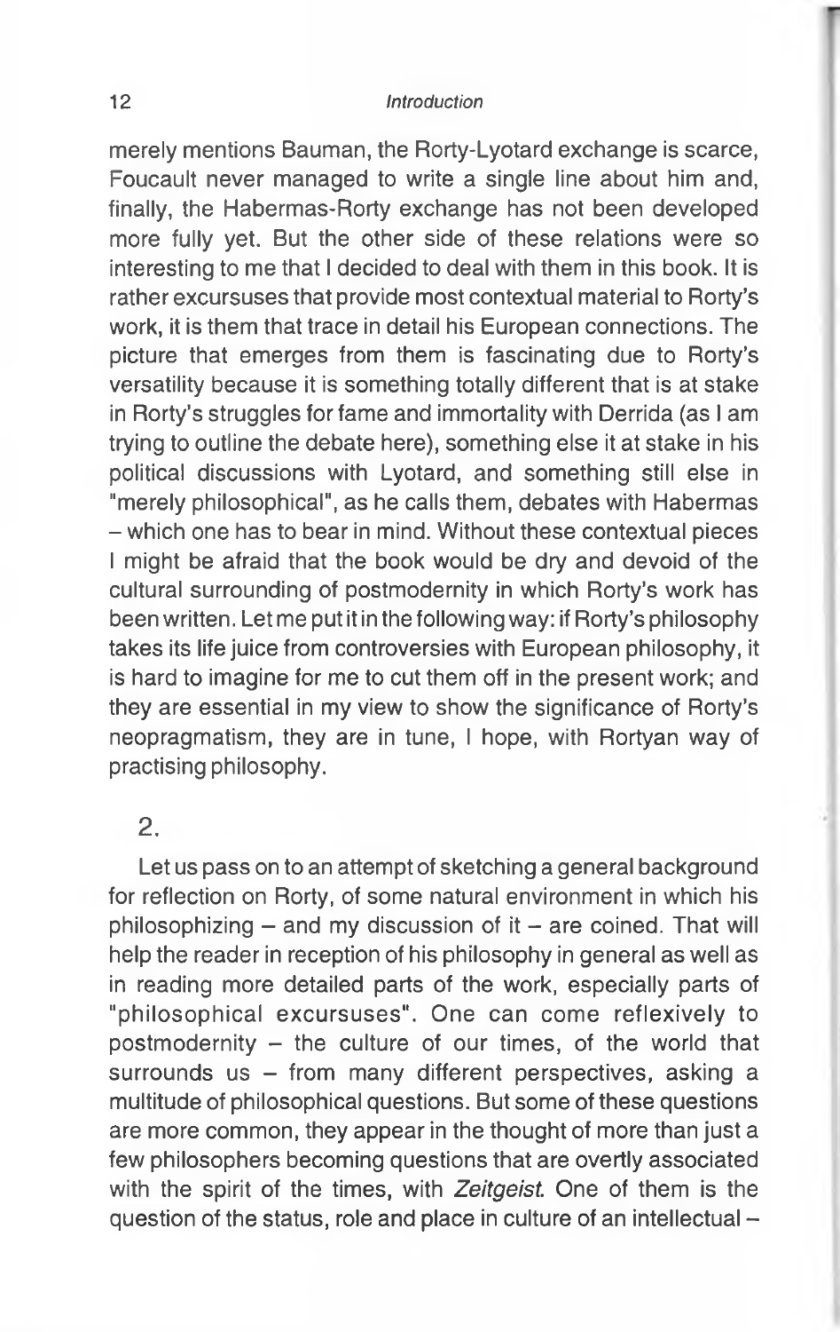merely mentions Bauman, the Rorty-Lyotard exchange is scarce, Foucault never managed to write a single line about him and, finally, the Habermas-Rorty exchange has not been developed more fully yet. But the other side of these relations were so interesting to me that I decided to deal with them in this book. It is rather excursuses that provide most contextual material to Rorty's work, it is them that trace in detail his European connections. The picture that emerges from them is fascinating due to Rorty's versatility because it is something totally different that is at stake in Rorty's struggles for fame and immortality with Derrida (as I am trying to outline the debate here), something else it at stake in his political discussions with Lyotard, and something still else in "merely philosophical", as he calls them, debates with Habermas – which one has to bear in mind. Without these contextual pieces I might be afraid that the book would be dry and devoid of the cultural surrounding of postmodernity in which Rorty's work has been written. Let me put it in the following way: if Rorty's philosophy takes its life juice from controversies with European philosophy, it is hard to imagine for me to cut them off in the present work; and they are essential in my view to show the significance of Rorty's neopragmatism, they are in tune, I hope, with Rortyan way of practising philosophy.

2.

Let us pass on to an attempt of sketching a general background for reflection on Rorty, of some natural environment in which his philosophizing – and my discussion of it – are coined. That will help the reader in reception of his philosophy in general as well as in reading more detailed parts of the work, especially parts of "philosophical excursuses". One can come reflexively to postmodernity – the culture of our times, of the world that surrounds us – from many different perspectives, asking a multitude of philosophical questions. But some of these questions are more common, they appear in the thought of more than just a few philosophers becoming questions that are overtly associated with the spirit of the times, with *Zeitgeist*. One of them is the question of the status, role and place in culture of an intellectual –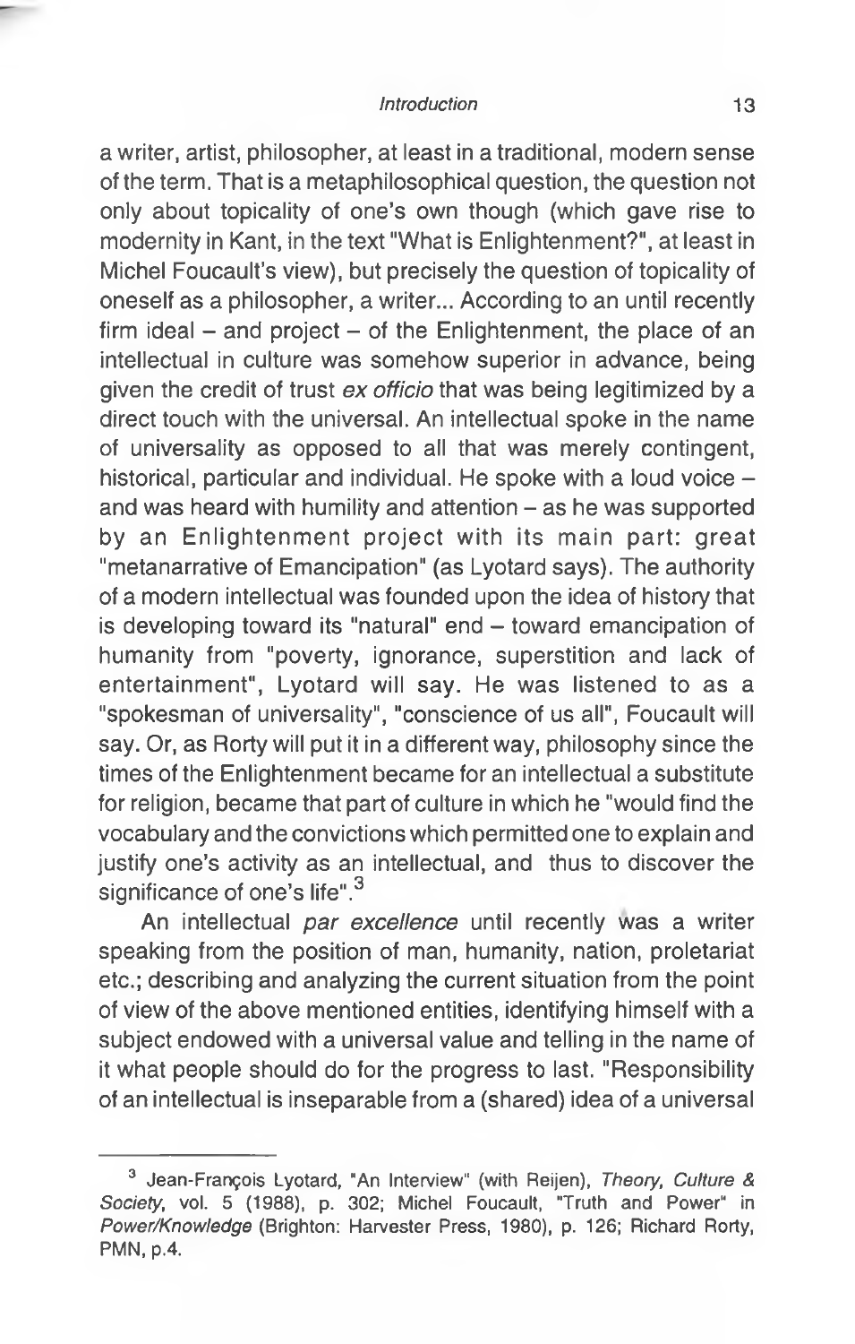a writer, artist, philosopher, at least in a traditional, modern sense of the term. That is a metaphilosophical question, the question not only about topicality of one's own though (which gave rise to modernity in Kant, in the text "What is Enlightenment?", at least in Michel Foucault's view), but precisely the question of topicality of oneself as a philosopher, a writer... According to an until recently firm ideal – and project – of the Enlightenment, the place of an intellectual in culture was somehow superior in advance, being given the credit of trust *ex officio* that was being legitimized by a direct touch with the universal. An intellectual spoke in the name of universality as opposed to all that was merely contingent, historical, particular and individual. He spoke with a loud voice – and was heard with humility and attention – as he was supported by an Enlightenment project with its main part: great "metanarrative of Emancipation" (as Lyotard says). The authority of a modern intellectual was founded upon the idea of history that is developing toward its "natural" end – toward emancipation of humanity from "poverty, ignorance, superstition and lack of entertainment", Lyotard will say. He was listened to as a "spokesman of universality", "conscience of us all", Foucault will say. Or, as Rorty will put it in a different way, philosophy since the times of the Enlightenment became for an intellectual a substitute for religion, became that part of culture in which he "would find the vocabulary and the convictions which permitted one to explain and justify one's activity as an intellectual, and thus to discover the significance of one's life".[3]

An intellectual *par excellence* until recently was a writer speaking from the position of man, humanity, nation, proletariat etc.; describing and analyzing the current situation from the point of view of the above mentioned entities, identifying himself with a subject endowed with a universal value and telling in the name of it what people should do for the progress to last. "Responsibility of an intellectual is inseparable from a (shared) idea of a universal

---

[3] Jean-François Lyotard, "An Interview" (with Reijen), *Theory, Culture & Society*, vol. 5 (1988), p. 302; Michel Foucault, "Truth and Power" in *Power/Knowledge* (Brighton: Harvester Press, 1980), p. 126; Richard Rorty, PMN, p.4.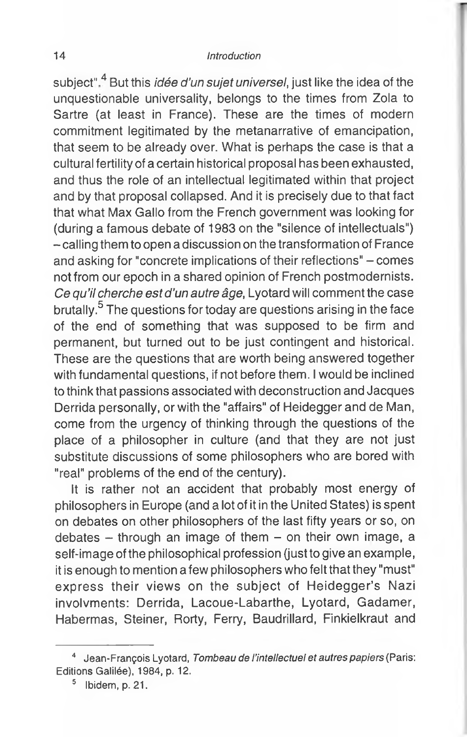subject".[4] But this *idée d'un sujet universel*, just like the idea of the unquestionable universality, belongs to the times from Zola to Sartre (at least in France). These are the times of modern commitment legitimated by the metanarrative of emancipation, that seem to be already over. What is perhaps the case is that a cultural fertility of a certain historical proposal has been exhausted, and thus the role of an intellectual legitimated within that project and by that proposal collapsed. And it is precisely due to that fact that what Max Gallo from the French government was looking for (during a famous debate of 1983 on the "silence of intellectuals") – calling them to open a discussion on the transformation of France and asking for "concrete implications of their reflections" – comes not from our epoch in a shared opinion of French postmodernists. *Ce qu'il cherche est d'un autre âge*, Lyotard will comment the case brutally.[5] The questions for today are questions arising in the face of the end of something that was supposed to be firm and permanent, but turned out to be just contingent and historical. These are the questions that are worth being answered together with fundamental questions, if not before them. I would be inclined to think that passions associated with deconstruction and Jacques Derrida personally, or with the "affairs" of Heidegger and de Man, come from the urgency of thinking through the questions of the place of a philosopher in culture (and that they are not just substitute discussions of some philosophers who are bored with "real" problems of the end of the century).

It is rather not an accident that probably most energy of philosophers in Europe (and a lot of it in the United States) is spent on debates on other philosophers of the last fifty years or so, on debates – through an image of them – on their own image, a self-image of the philosophical profession (just to give an example, it is enough to mention a few philosophers who felt that they "must" express their views on the subject of Heidegger's Nazi involvments: Derrida, Lacoue-Labarthe, Lyotard, Gadamer, Habermas, Steiner, Rorty, Ferry, Baudrillard, Finkielkraut and

---

[4] Jean-François Lyotard, *Tombeau de l'intellectuel et autres papiers* (Paris: Editions Galilée), 1984, p. 12.

[5] Ibidem, p. 21.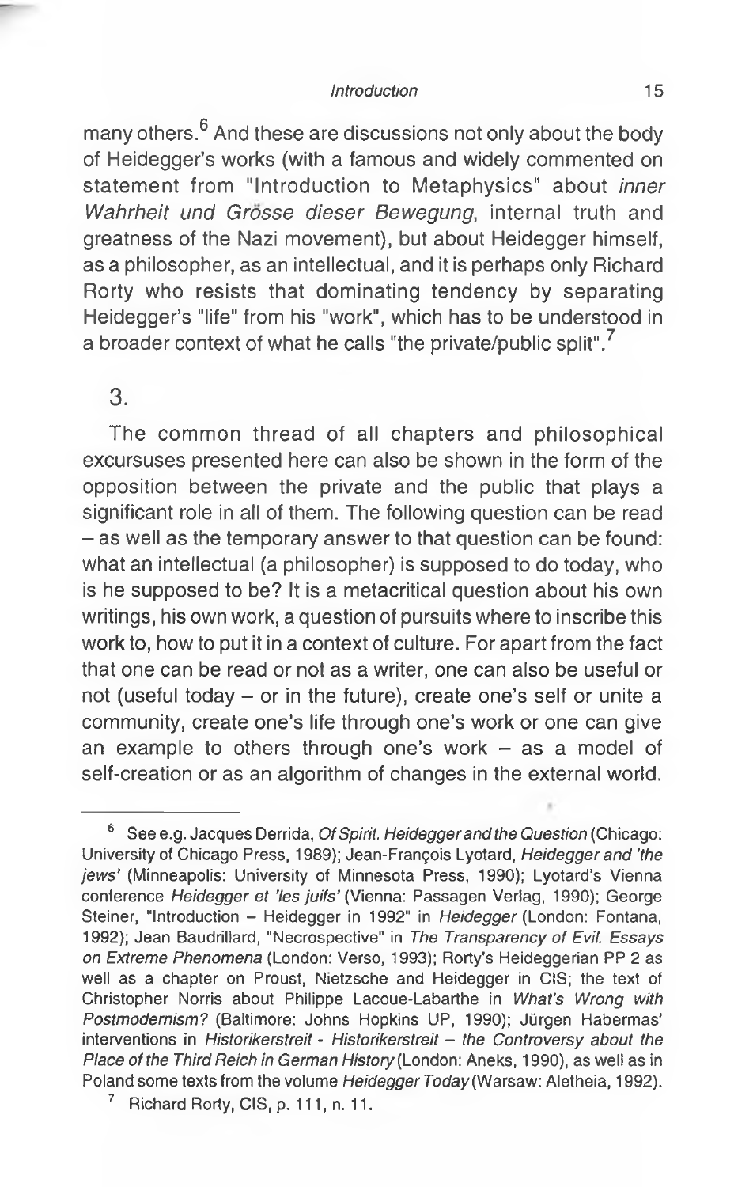many others.[6] And these are discussions not only about the body of Heidegger's works (with a famous and widely commented on statement from "Introduction to Metaphysics" about *inner Wahrheit und Grösse dieser Bewegung*, internal truth and greatness of the Nazi movement), but about Heidegger himself, as a philosopher, as an intellectual, and it is perhaps only Richard Rorty who resists that dominating tendency by separating Heidegger's "life" from his "work", which has to be understood in a broader context of what he calls "the private/public split".[7]

## 3.

The common thread of all chapters and philosophical excursuses presented here can also be shown in the form of the opposition between the private and the public that plays a significant role in all of them. The following question can be read – as well as the temporary answer to that question can be found: what an intellectual (a philosopher) is supposed to do today, who is he supposed to be? It is a metacritical question about his own writings, his own work, a question of pursuits where to inscribe this work to, how to put it in a context of culture. For apart from the fact that one can be read or not as a writer, one can also be useful or not (useful today – or in the future), create one's self or unite a community, create one's life through one's work or one can give an example to others through one's work – as a model of self-creation or as an algorithm of changes in the external world.

---

[6] See e.g. Jacques Derrida, *Of Spirit. Heidegger and the Question* (Chicago: University of Chicago Press, 1989); Jean-François Lyotard, *Heidegger and 'the jews'* (Minneapolis: University of Minnesota Press, 1990); Lyotard's Vienna conference *Heidegger et 'les juifs'* (Vienna: Passagen Verlag, 1990); George Steiner, "Introduction – Heidegger in 1992" in *Heidegger* (London: Fontana, 1992); Jean Baudrillard, "Necrospective" in *The Transparency of Evil. Essays on Extreme Phenomena* (London: Verso, 1993); Rorty's Heideggerian PP 2 as well as a chapter on Proust, Nietzsche and Heidegger in CIS; the text of Christopher Norris about Philippe Lacoue-Labarthe in *What's Wrong with Postmodernism?* (Baltimore: Johns Hopkins UP, 1990); Jürgen Habermas' interventions in *Historikerstreit - Historikerstreit – the Controversy about the Place of the Third Reich in German History* (London: Aneks, 1990), as well as in Poland some texts from the volume *Heidegger Today* (Warsaw: Aletheia, 1992).

[7] Richard Rorty, CIS, p. 111, n. 11.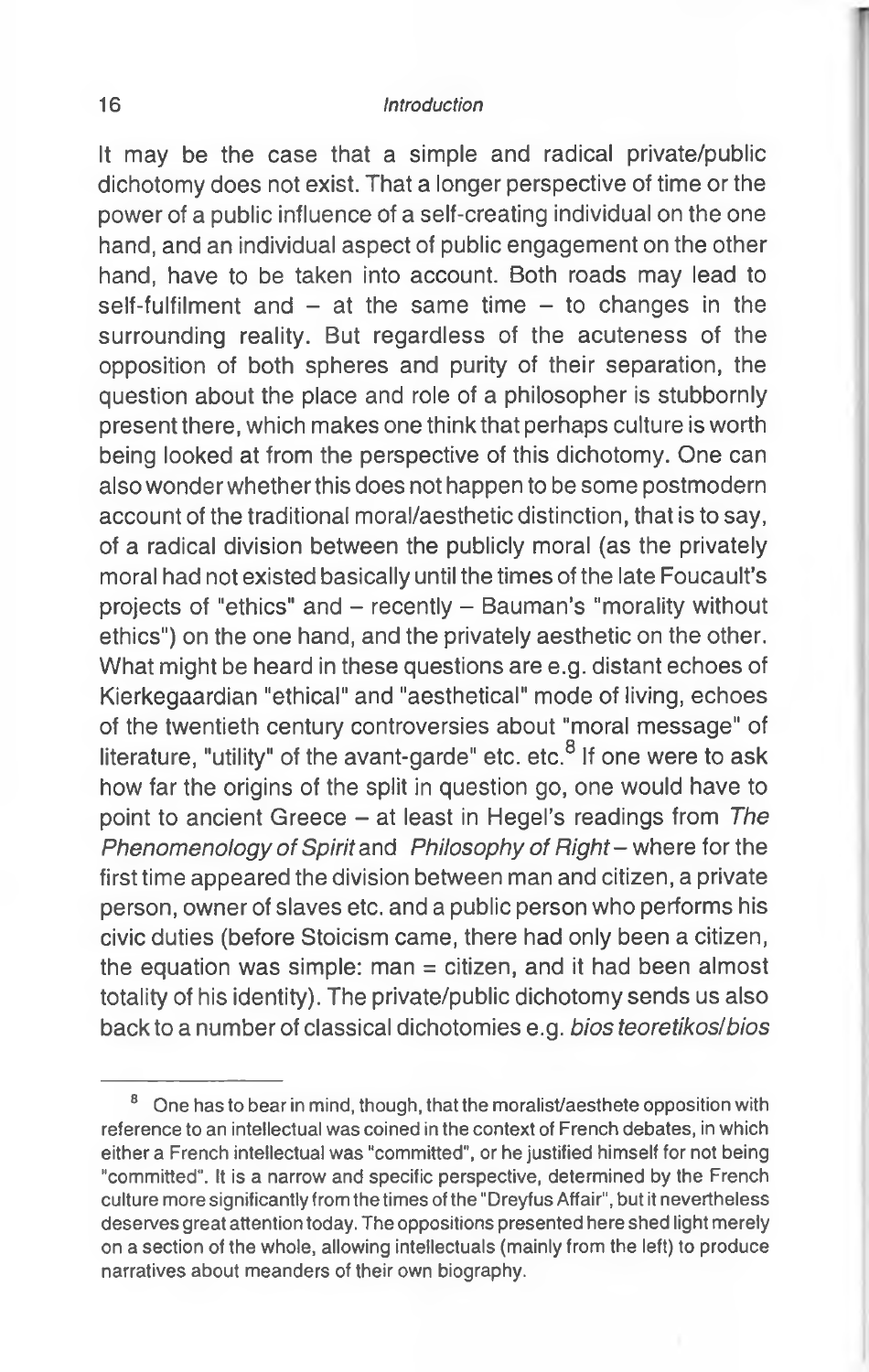It may be the case that a simple and radical private/public dichotomy does not exist. That a longer perspective of time or the power of a public influence of a self-creating individual on the one hand, and an individual aspect of public engagement on the other hand, have to be taken into account. Both roads may lead to self-fulfilment and – at the same time – to changes in the surrounding reality. But regardless of the acuteness of the opposition of both spheres and purity of their separation, the question about the place and role of a philosopher is stubbornly present there, which makes one think that perhaps culture is worth being looked at from the perspective of this dichotomy. One can also wonder whether this does not happen to be some postmodern account of the traditional moral/aesthetic distinction, that is to say, of a radical division between the publicly moral (as the privately moral had not existed basically until the times of the late Foucault's projects of "ethics" and – recently – Bauman's "morality without ethics") on the one hand, and the privately aesthetic on the other. What might be heard in these questions are e.g. distant echoes of Kierkegaardian "ethical" and "aesthetical" mode of living, echoes of the twentieth century controversies about "moral message" of literature, "utility" of the avant-garde" etc. etc.[8] If one were to ask how far the origins of the split in question go, one would have to point to ancient Greece – at least in Hegel's readings from *The Phenomenology of Spirit* and *Philosophy of Right* – where for the first time appeared the division between man and citizen, a private person, owner of slaves etc. and a public person who performs his civic duties (before Stoicism came, there had only been a citizen, the equation was simple: man = citizen, and it had been almost totality of his identity). The private/public dichotomy sends us also back to a number of classical dichotomies e.g. *bios teoretikos*/*bios*

---

[8] One has to bear in mind, though, that the moralist/aesthete opposition with reference to an intellectual was coined in the context of French debates, in which either a French intellectual was "committed", or he justified himself for not being "committed". It is a narrow and specific perspective, determined by the French culture more significantly from the times of the "Dreyfus Affair", but it nevertheless deserves great attention today. The oppositions presented here shed light merely on a section of the whole, allowing intellectuals (mainly from the left) to produce narratives about meanders of their own biography.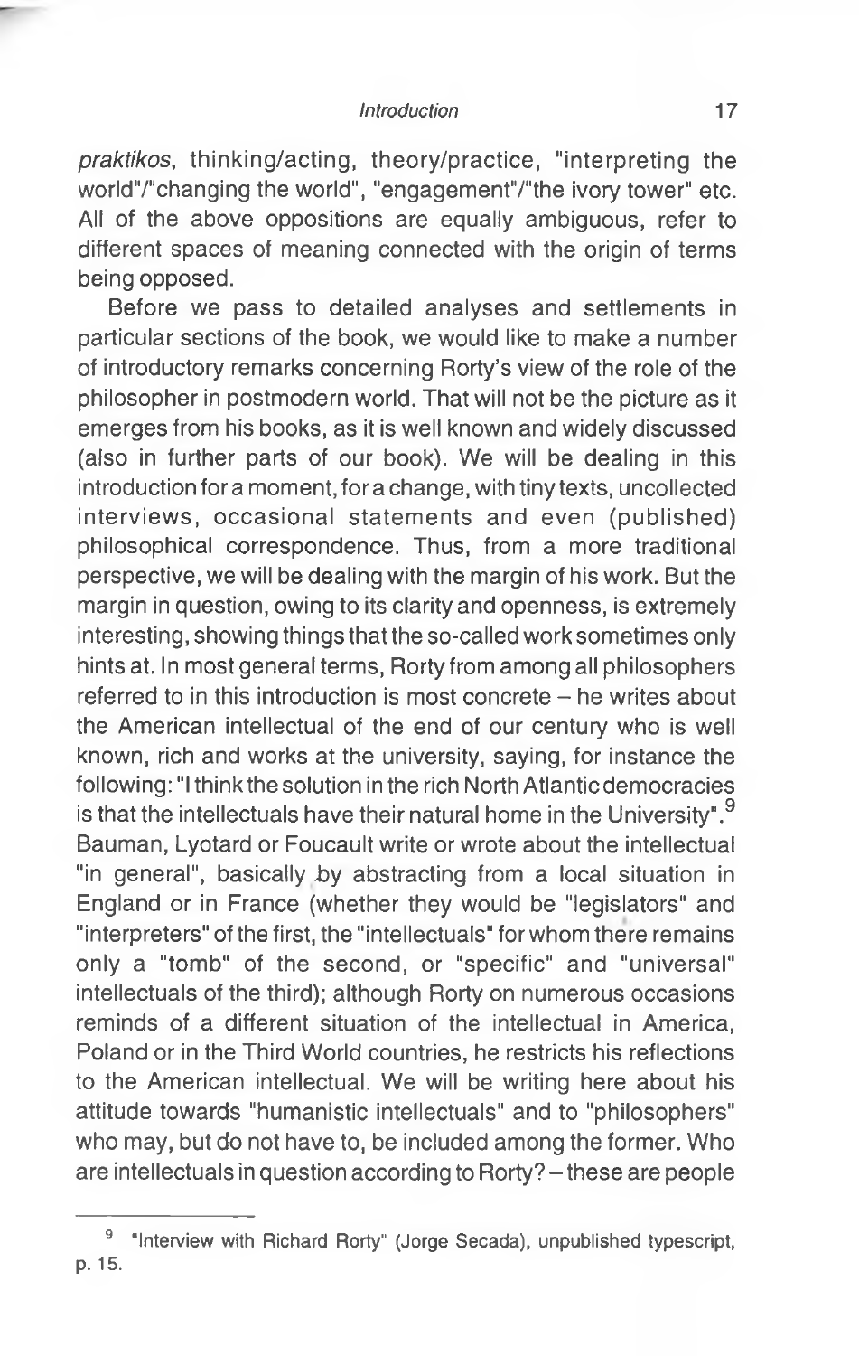*praktikos*, thinking/acting, theory/practice, "interpreting the world"/"changing the world", "engagement"/"the ivory tower" etc. All of the above oppositions are equally ambiguous, refer to different spaces of meaning connected with the origin of terms being opposed.

Before we pass to detailed analyses and settlements in particular sections of the book, we would like to make a number of introductory remarks concerning Rorty's view of the role of the philosopher in postmodern world. That will not be the picture as it emerges from his books, as it is well known and widely discussed (also in further parts of our book). We will be dealing in this introduction for a moment, for a change, with tiny texts, uncollected interviews, occasional statements and even (published) philosophical correspondence. Thus, from a more traditional perspective, we will be dealing with the margin of his work. But the margin in question, owing to its clarity and openness, is extremely interesting, showing things that the so-called work sometimes only hints at. In most general terms, Rorty from among all philosophers referred to in this introduction is most concrete – he writes about the American intellectual of the end of our century who is well known, rich and works at the university, saying, for instance the following: "I think the solution in the rich North Atlantic democracies is that the intellectuals have their natural home in the University".[9] Bauman, Lyotard or Foucault write or wrote about the intellectual "in general", basically by abstracting from a local situation in England or in France (whether they would be "legislators" and "interpreters" of the first, the "intellectuals" for whom there remains only a "tomb" of the second, or "specific" and "universal" intellectuals of the third); although Rorty on numerous occasions reminds of a different situation of the intellectual in America, Poland or in the Third World countries, he restricts his reflections to the American intellectual. We will be writing here about his attitude towards "humanistic intellectuals" and to "philosophers" who may, but do not have to, be included among the former. Who are intellectuals in question according to Rorty? – these are people

[9] "Interview with Richard Rorty" (Jorge Secada), unpublished typescript, p. 15.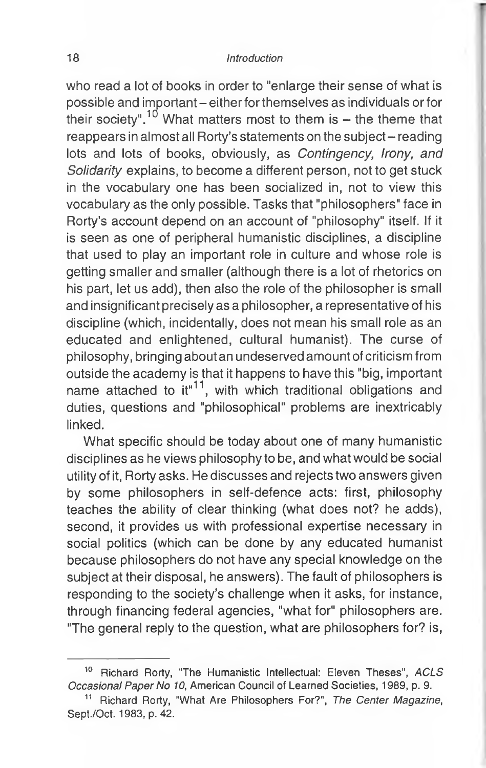who read a lot of books in order to "enlarge their sense of what is possible and important – either for themselves as individuals or for their society".[10] What matters most to them is – the theme that reappears in almost all Rorty's statements on the subject – reading lots and lots of books, obviously, as *Contingency, Irony, and Solidarity* explains, to become a different person, not to get stuck in the vocabulary one has been socialized in, not to view this vocabulary as the only possible. Tasks that "philosophers" face in Rorty's account depend on an account of "philosophy" itself. If it is seen as one of peripheral humanistic disciplines, a discipline that used to play an important role in culture and whose role is getting smaller and smaller (although there is a lot of rhetorics on his part, let us add), then also the role of the philosopher is small and insignificant precisely as a philosopher, a representative of his discipline (which, incidentally, does not mean his small role as an educated and enlightened, cultural humanist). The curse of philosophy, bringing about an undeserved amount of criticism from outside the academy is that it happens to have this "big, important name attached to it"[11], with which traditional obligations and duties, questions and "philosophical" problems are inextricably linked.

What specific should be today about one of many humanistic disciplines as he views philosophy to be, and what would be social utility of it, Rorty asks. He discusses and rejects two answers given by some philosophers in self-defence acts: first, philosophy teaches the ability of clear thinking (what does not? he adds), second, it provides us with professional expertise necessary in social politics (which can be done by any educated humanist because philosophers do not have any special knowledge on the subject at their disposal, he answers). The fault of philosophers is responding to the society's challenge when it asks, for instance, through financing federal agencies, "what for" philosophers are. "The general reply to the question, what are philosophers for? is,

---

[10] Richard Rorty, "The Humanistic Intellectual: Eleven Theses", *ACLS Occasional Paper No 10*, American Council of Learned Societies, 1989, p. 9.

[11] Richard Rorty, "What Are Philosophers For?", *The Center Magazine*, Sept./Oct. 1983, p. 42.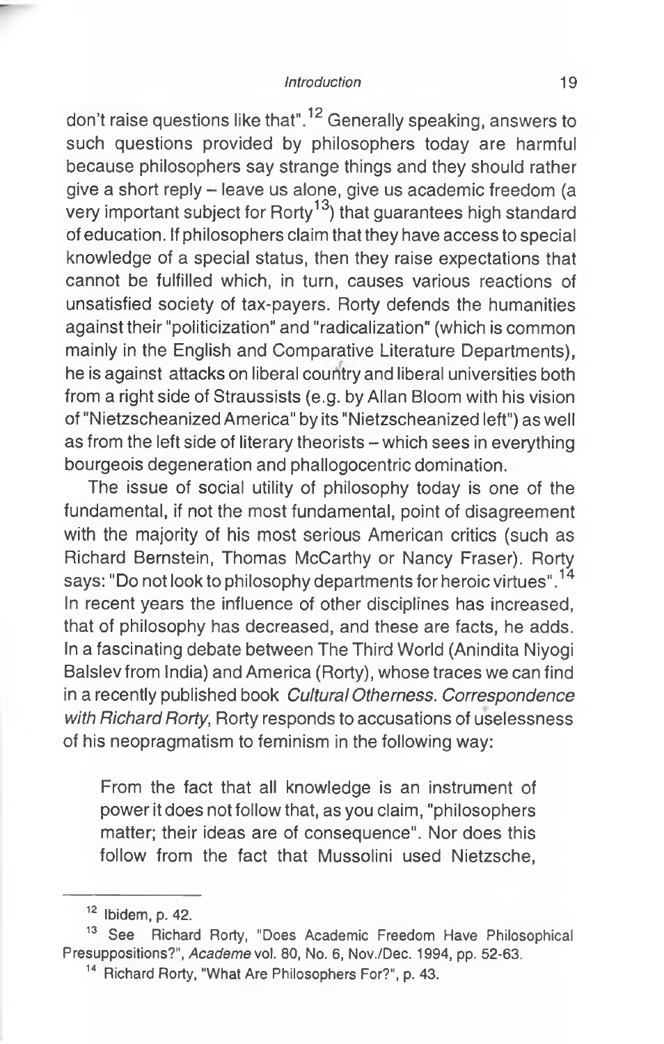don't raise questions like that".[12] Generally speaking, answers to such questions provided by philosophers today are harmful because philosophers say strange things and they should rather give a short reply – leave us alone, give us academic freedom (a very important subject for Rorty[13]) that guarantees high standard of education. If philosophers claim that they have access to special knowledge of a special status, then they raise expectations that cannot be fulfilled which, in turn, causes various reactions of unsatisfied society of tax-payers. Rorty defends the humanities against their "politicization" and "radicalization" (which is common mainly in the English and Comparative Literature Departments), he is against attacks on liberal country and liberal universities both from a right side of Straussists (e.g. by Allan Bloom with his vision of "Nietzscheanized America" by its "Nietzscheanized left") as well as from the left side of literary theorists – which sees in everything bourgeois degeneration and phallogocentric domination.

The issue of social utility of philosophy today is one of the fundamental, if not the most fundamental, point of disagreement with the majority of his most serious American critics (such as Richard Bernstein, Thomas McCarthy or Nancy Fraser). Rorty says: "Do not look to philosophy departments for heroic virtues".[14] In recent years the influence of other disciplines has increased, that of philosophy has decreased, and these are facts, he adds. In a fascinating debate between The Third World (Anindita Niyogi Balslev from India) and America (Rorty), whose traces we can find in a recently published book *Cultural Otherness. Correspondence with Richard Rorty*, Rorty responds to accusations of uselessness of his neopragmatism to feminism in the following way:

> From the fact that all knowledge is an instrument of power it does not follow that, as you claim, "philosophers matter; their ideas are of consequence". Nor does this follow from the fact that Mussolini used Nietzsche,

---

[12] Ibidem, p. 42.

[13] See Richard Rorty, "Does Academic Freedom Have Philosophical Presuppositions?", *Academe* vol. 80, No. 6, Nov./Dec. 1994, pp. 52-63.

[14] Richard Rorty, "What Are Philosophers For?", p. 43.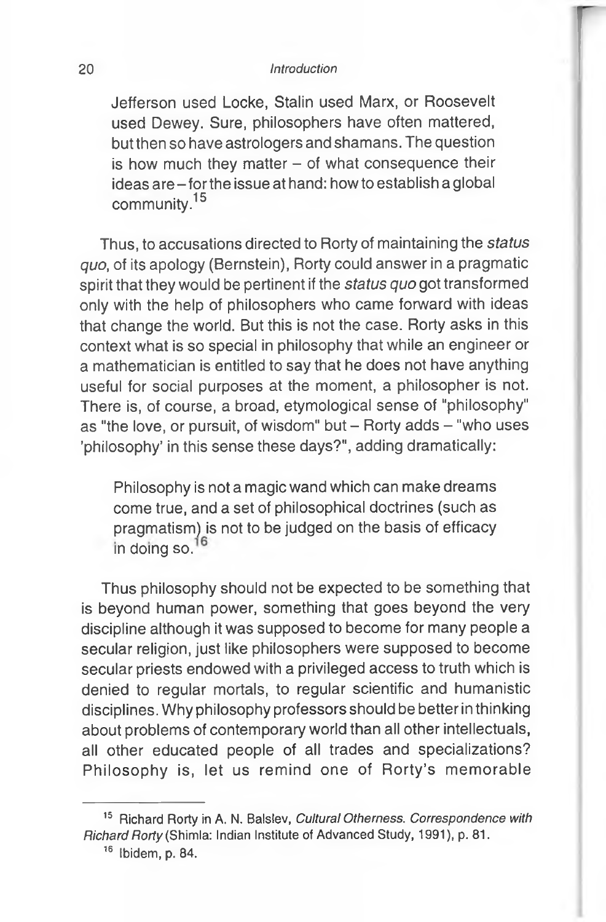> Jefferson used Locke, Stalin used Marx, or Roosevelt used Dewey. Sure, philosophers have often mattered, but then so have astrologers and shamans. The question is how much they matter – of what consequence their ideas are – for the issue at hand: how to establish a global community.[15]

Thus, to accusations directed to Rorty of maintaining the *status quo*, of its apology (Bernstein), Rorty could answer in a pragmatic spirit that they would be pertinent if the *status quo* got transformed only with the help of philosophers who came forward with ideas that change the world. But this is not the case. Rorty asks in this context what is so special in philosophy that while an engineer or a mathematician is entitled to say that he does not have anything useful for social purposes at the moment, a philosopher is not. There is, of course, a broad, etymological sense of "philosophy" as "the love, or pursuit, of wisdom" but – Rorty adds – "who uses 'philosophy' in this sense these days?", adding dramatically:

> Philosophy is not a magic wand which can make dreams come true, and a set of philosophical doctrines (such as pragmatism) is not to be judged on the basis of efficacy in doing so.[16]

Thus philosophy should not be expected to be something that is beyond human power, something that goes beyond the very discipline although it was supposed to become for many people a secular religion, just like philosophers were supposed to become secular priests endowed with a privileged access to truth which is denied to regular mortals, to regular scientific and humanistic disciplines. Why philosophy professors should be better in thinking about problems of contemporary world than all other intellectuals, all other educated people of all trades and specializations? Philosophy is, let us remind one of Rorty's memorable

---

[15] Richard Rorty in A. N. Balslev, *Cultural Otherness. Correspondence with Richard Rorty* (Shimla: Indian Institute of Advanced Study, 1991), p. 81.

[16] Ibidem, p. 84.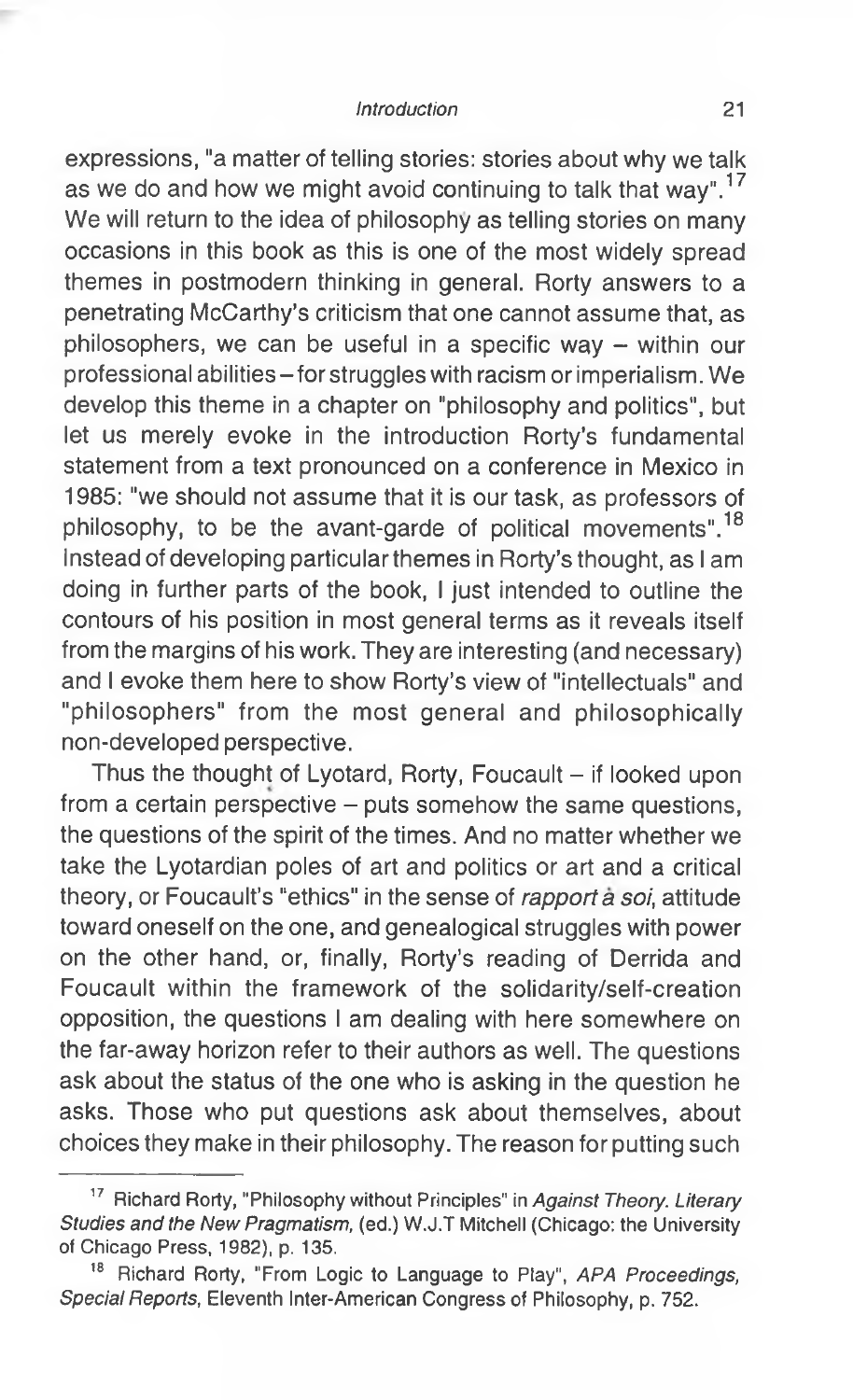expressions, "a matter of telling stories: stories about why we talk as we do and how we might avoid continuing to talk that way".[17] We will return to the idea of philosophy as telling stories on many occasions in this book as this is one of the most widely spread themes in postmodern thinking in general. Rorty answers to a penetrating McCarthy's criticism that one cannot assume that, as philosophers, we can be useful in a specific way – within our professional abilities – for struggles with racism or imperialism. We develop this theme in a chapter on "philosophy and politics", but let us merely evoke in the introduction Rorty's fundamental statement from a text pronounced on a conference in Mexico in 1985: "we should not assume that it is our task, as professors of philosophy, to be the avant-garde of political movements".[18] Instead of developing particular themes in Rorty's thought, as I am doing in further parts of the book, I just intended to outline the contours of his position in most general terms as it reveals itself from the margins of his work. They are interesting (and necessary) and I evoke them here to show Rorty's view of "intellectuals" and "philosophers" from the most general and philosophically non-developed perspective.

Thus the thought of Lyotard, Rorty, Foucault – if looked upon from a certain perspective – puts somehow the same questions, the questions of the spirit of the times. And no matter whether we take the Lyotardian poles of art and politics or art and a critical theory, or Foucault's "ethics" in the sense of *rapport à soi*, attitude toward oneself on the one, and genealogical struggles with power on the other hand, or, finally, Rorty's reading of Derrida and Foucault within the framework of the solidarity/self-creation opposition, the questions I am dealing with here somewhere on the far-away horizon refer to their authors as well. The questions ask about the status of the one who is asking in the question he asks. Those who put questions ask about themselves, about choices they make in their philosophy. The reason for putting such

---

[17] Richard Rorty, "Philosophy without Principles" in *Against Theory. Literary Studies and the New Pragmatism*, (ed.) W.J.T Mitchell (Chicago: the University of Chicago Press, 1982), p. 135.

[18] Richard Rorty, "From Logic to Language to Play", *APA Proceedings, Special Reports*, Eleventh Inter-American Congress of Philosophy, p. 752.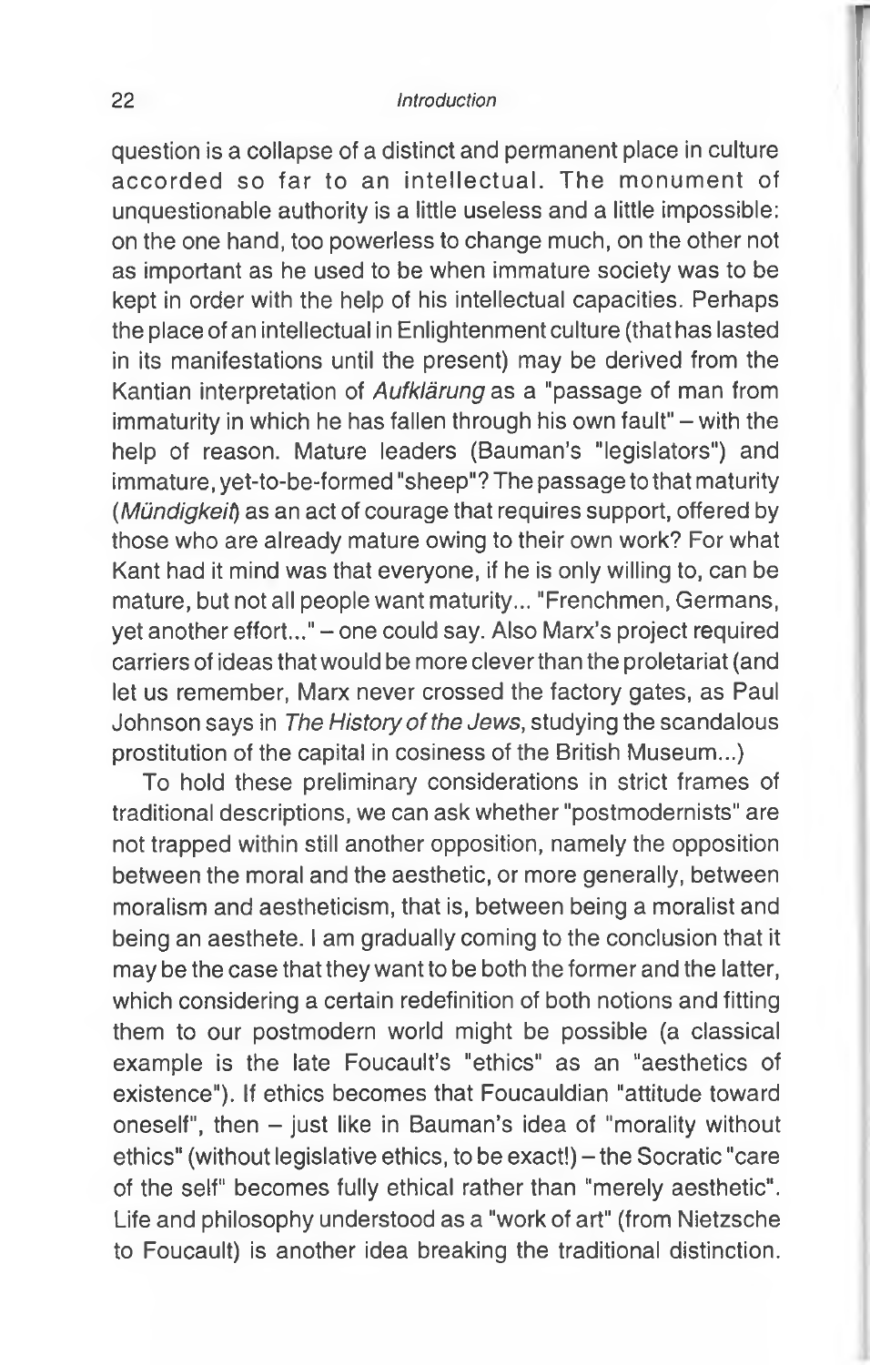question is a collapse of a distinct and permanent place in culture accorded so far to an intellectual. The monument of unquestionable authority is a little useless and a little impossible: on the one hand, too powerless to change much, on the other not as important as he used to be when immature society was to be kept in order with the help of his intellectual capacities. Perhaps the place of an intellectual in Enlightenment culture (that has lasted in its manifestations until the present) may be derived from the Kantian interpretation of *Aufklärung* as a "passage of man from immaturity in which he has fallen through his own fault" – with the help of reason. Mature leaders (Bauman's "legislators") and immature, yet-to-be-formed "sheep"? The passage to that maturity (*Mündigkeit*) as an act of courage that requires support, offered by those who are already mature owing to their own work? For what Kant had it mind was that everyone, if he is only willing to, can be mature, but not all people want maturity... "Frenchmen, Germans, yet another effort..." – one could say. Also Marx's project required carriers of ideas that would be more clever than the proletariat (and let us remember, Marx never crossed the factory gates, as Paul Johnson says in *The History of the Jews*, studying the scandalous prostitution of the capital in cosiness of the British Museum...)

To hold these preliminary considerations in strict frames of traditional descriptions, we can ask whether "postmodernists" are not trapped within still another opposition, namely the opposition between the moral and the aesthetic, or more generally, between moralism and aestheticism, that is, between being a moralist and being an aesthete. I am gradually coming to the conclusion that it may be the case that they want to be both the former and the latter, which considering a certain redefinition of both notions and fitting them to our postmodern world might be possible (a classical example is the late Foucault's "ethics" as an "aesthetics of existence"). If ethics becomes that Foucauldian "attitude toward oneself", then – just like in Bauman's idea of "morality without ethics" (without legislative ethics, to be exact!) – the Socratic "care of the self" becomes fully ethical rather than "merely aesthetic". Life and philosophy understood as a "work of art" (from Nietzsche to Foucault) is another idea breaking the traditional distinction.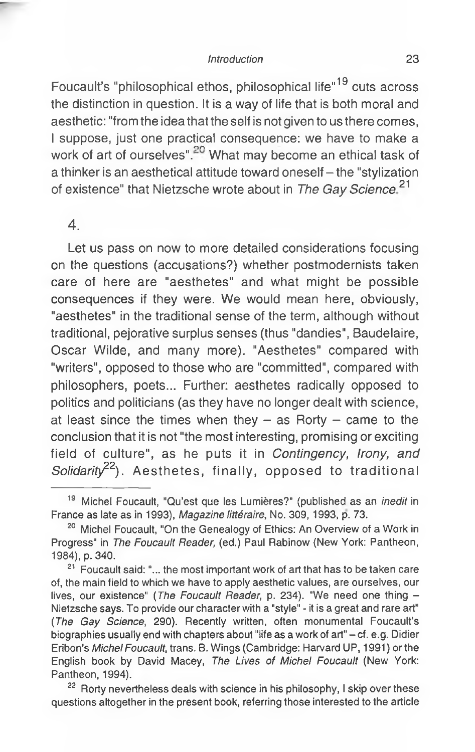Foucault's "philosophical ethos, philosophical life"[19] cuts across the distinction in question. It is a way of life that is both moral and aesthetic: "from the idea that the self is not given to us there comes, I suppose, just one practical consequence: we have to make a work of art of ourselves".[20] What may become an ethical task of a thinker is an aesthetical attitude toward oneself – the "stylization of existence" that Nietzsche wrote about in *The Gay Science*.[21]

## 4.

Let us pass on now to more detailed considerations focusing on the questions (accusations?) whether postmodernists taken care of here are "aesthetes" and what might be possible consequences if they were. We would mean here, obviously, "aesthetes" in the traditional sense of the term, although without traditional, pejorative surplus senses (thus "dandies", Baudelaire, Oscar Wilde, and many more). "Aesthetes" compared with "writers", opposed to those who are "committed", compared with philosophers, poets... Further: aesthetes radically opposed to politics and politicians (as they have no longer dealt with science, at least since the times when they – as Rorty – came to the conclusion that it is not "the most interesting, promising or exciting field of culture", as he puts it in *Contingency, Irony, and Solidarity*[22]). Aesthetes, finally, opposed to traditional

---

[19] Michel Foucault, "Qu'est que les Lumières?" (published as an *inedit* in France as late as in 1993), *Magazine littéraire*, No. 309, 1993, p. 73.

[20] Michel Foucault, "On the Genealogy of Ethics: An Overview of a Work in Progress" in *The Foucault Reader*, (ed.) Paul Rabinow (New York: Pantheon, 1984), p. 340.

[21] Foucault said: "... the most important work of art that has to be taken care of, the main field to which we have to apply aesthetic values, are ourselves, our lives, our existence" (*The Foucault Reader*, p. 234). "We need one thing – Nietzsche says. To provide our character with a "style" - it is a great and rare art" (*The Gay Science*, 290). Recently written, often monumental Foucault's biographies usually end with chapters about "life as a work of art" – cf. e.g. Didier Eribon's *Michel Foucault*, trans. B. Wings (Cambridge: Harvard UP, 1991) or the English book by David Macey, *The Lives of Michel Foucault* (New York: Pantheon, 1994).

[22] Rorty nevertheless deals with science in his philosophy, I skip over these questions altogether in the present book, referring those interested to the article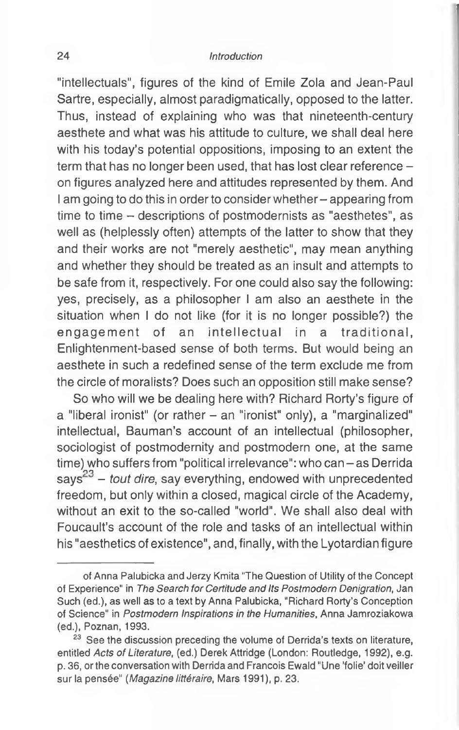"intellectuals", figures of the kind of Emile Zola and Jean-Paul Sartre, especially, almost paradigmatically, opposed to the latter. Thus, instead of explaining who was that nineteenth-century aesthete and what was his attitude to culture, we shall deal here with his today's potential oppositions, imposing to an extent the term that has no longer been used, that has lost clear reference – on figures analyzed here and attitudes represented by them. And I am going to do this in order to consider whether – appearing from time to time – descriptions of postmodernists as "aesthetes", as well as (helplessly often) attempts of the latter to show that they and their works are not "merely aesthetic", may mean anything and whether they should be treated as an insult and attempts to be safe from it, respectively. For one could also say the following: yes, precisely, as a philosopher I am also an aesthete in the situation when I do not like (for it is no longer possible?) the engagement of an intellectual in a traditional, Enlightenment-based sense of both terms. But would being an aesthete in such a redefined sense of the term exclude me from the circle of moralists? Does such an opposition still make sense?

So who will we be dealing here with? Richard Rorty's figure of a "liberal ironist" (or rather – an "ironist" only), a "marginalized" intellectual, Bauman's account of an intellectual (philosopher, sociologist of postmodernity and postmodern one, at the same time) who suffers from "political irrelevance": who can – as Derrida says[23] – *tout dire*, say everything, endowed with unprecedented freedom, but only within a closed, magical circle of the Academy, without an exit to the so-called "world". We shall also deal with Foucault's account of the role and tasks of an intellectual within his "aesthetics of existence", and, finally, with the Lyotardian figure

---

of Anna Palubicka and Jerzy Kmita "The Question of Utility of the Concept of Experience" in *The Search for Certitude and Its Postmodern Denigration*, Jan Such (ed.), as well as to a text by Anna Palubicka, "Richard Rorty's Conception of Science" in *Postmodern Inspirations in the Humanities*, Anna Jamroziakowa (ed.), Poznan, 1993.

[23] See the discussion preceding the volume of Derrida's texts on literature, entitled *Acts of Literature*, (ed.) Derek Attridge (London: Routledge, 1992), e.g. p. 36, or the conversation with Derrida and Francois Ewald "Une 'folie' doit veiller sur la pensée" (*Magazine littéraire*, Mars 1991), p. 23.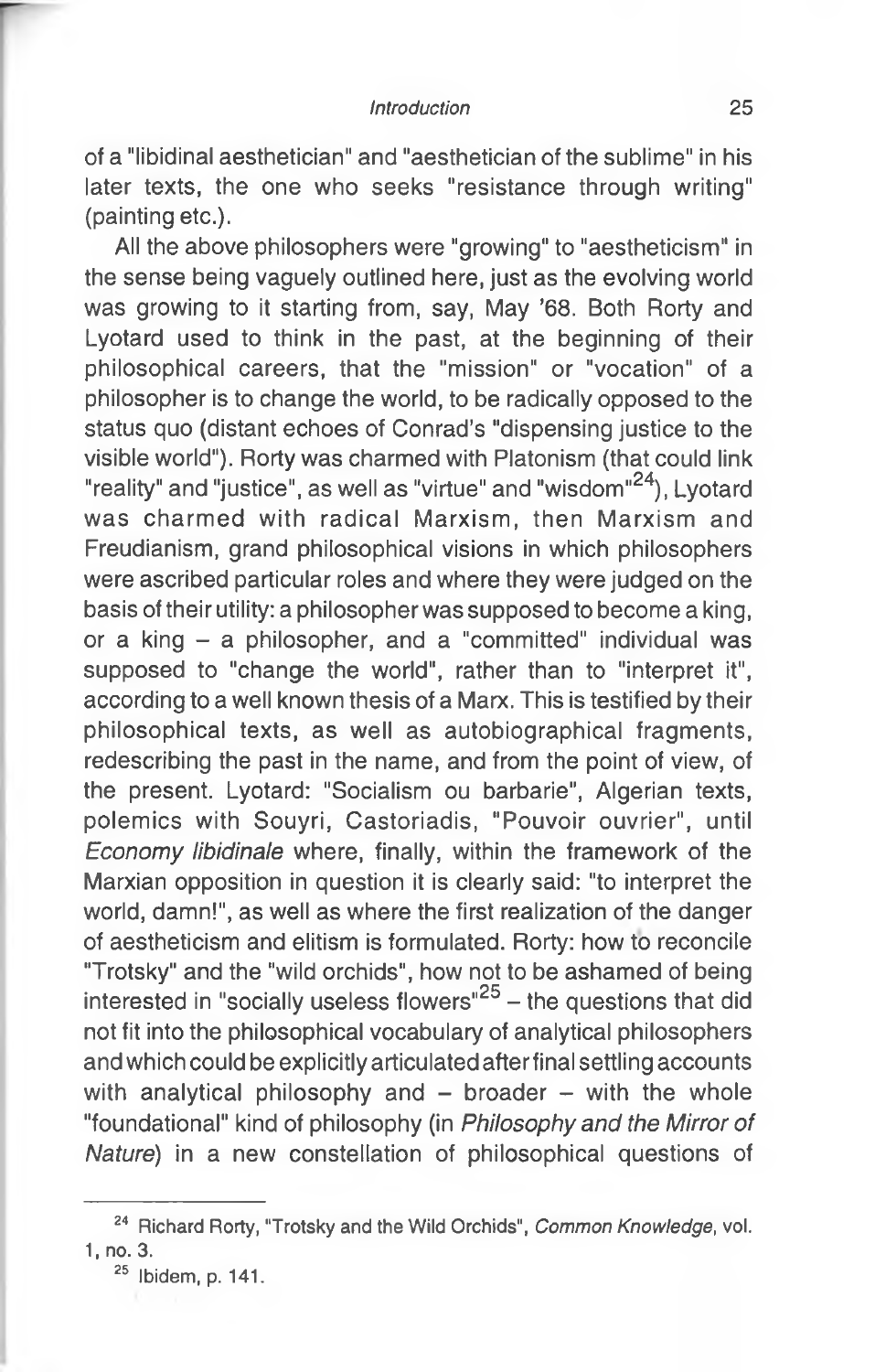of a "libidinal aesthetician" and "aesthetician of the sublime" in his later texts, the one who seeks "resistance through writing" (painting etc.).

All the above philosophers were "growing" to "aestheticism" in the sense being vaguely outlined here, just as the evolving world was growing to it starting from, say, May '68. Both Rorty and Lyotard used to think in the past, at the beginning of their philosophical careers, that the "mission" or "vocation" of a philosopher is to change the world, to be radically opposed to the status quo (distant echoes of Conrad's "dispensing justice to the visible world"). Rorty was charmed with Platonism (that could link "reality" and "justice", as well as "virtue" and "wisdom"[24]), Lyotard was charmed with radical Marxism, then Marxism and Freudianism, grand philosophical visions in which philosophers were ascribed particular roles and where they were judged on the basis of their utility: a philosopher was supposed to become a king, or a king – a philosopher, and a "committed" individual was supposed to "change the world", rather than to "interpret it", according to a well known thesis of a Marx. This is testified by their philosophical texts, as well as autobiographical fragments, redescribing the past in the name, and from the point of view, of the present. Lyotard: "Socialism ou barbarie", Algerian texts, polemics with Souyri, Castoriadis, "Pouvoir ouvrier", until *Economy libidinale* where, finally, within the framework of the Marxian opposition in question it is clearly said: "to interpret the world, damn!", as well as where the first realization of the danger of aestheticism and elitism is formulated. Rorty: how to reconcile "Trotsky" and the "wild orchids", how not to be ashamed of being interested in "socially useless flowers"[25] – the questions that did not fit into the philosophical vocabulary of analytical philosophers and which could be explicitly articulated after final settling accounts with analytical philosophy and – broader – with the whole "foundational" kind of philosophy (in *Philosophy and the Mirror of Nature*) in a new constellation of philosophical questions of

---

[24] Richard Rorty, "Trotsky and the Wild Orchids", *Common Knowledge*, vol. 1, no. 3.

[25] Ibidem, p. 141.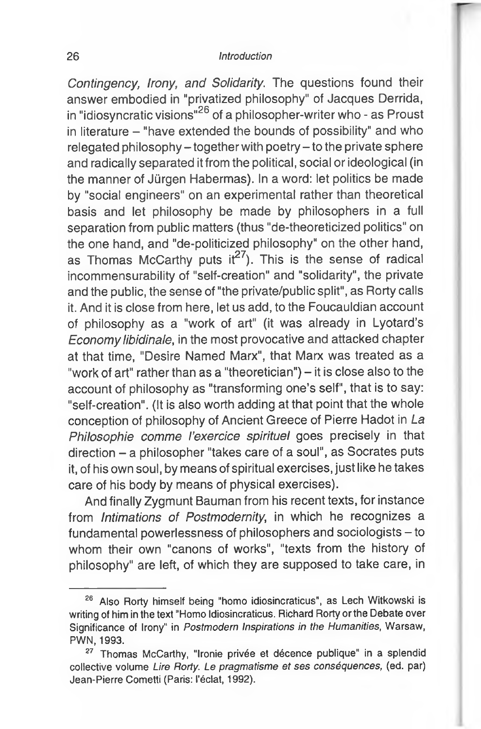*Contingency, Irony, and Solidarity*. The questions found their answer embodied in "privatized philosophy" of Jacques Derrida, in "idiosyncratic visions"[26] of a philosopher-writer who - as Proust in literature – "have extended the bounds of possibility" and who relegated philosophy – together with poetry – to the private sphere and radically separated it from the political, social or ideological (in the manner of Jürgen Habermas). In a word: let politics be made by "social engineers" on an experimental rather than theoretical basis and let philosophy be made by philosophers in a full separation from public matters (thus "de-theoreticized politics" on the one hand, and "de-politicized philosophy" on the other hand, as Thomas McCarthy puts it[27]). This is the sense of radical incommensurability of "self-creation" and "solidarity", the private and the public, the sense of "the private/public split", as Rorty calls it. And it is close from here, let us add, to the Foucauldian account of philosophy as a "work of art" (it was already in Lyotard's *Economy libidinale*, in the most provocative and attacked chapter at that time, "Desire Named Marx", that Marx was treated as a "work of art" rather than as a "theoretician") – it is close also to the account of philosophy as "transforming one's self", that is to say: "self-creation". (It is also worth adding at that point that the whole conception of philosophy of Ancient Greece of Pierre Hadot in *La Philosophie comme l'exercice spirituel* goes precisely in that direction – a philosopher "takes care of a soul", as Socrates puts it, of his own soul, by means of spiritual exercises, just like he takes care of his body by means of physical exercises).

And finally Zygmunt Bauman from his recent texts, for instance from *Intimations of Postmodernity*, in which he recognizes a fundamental powerlessness of philosophers and sociologists – to whom their own "canons of works", "texts from the history of philosophy" are left, of which they are supposed to take care, in

---

[26] Also Rorty himself being "homo idiosincraticus", as Lech Witkowski is writing of him in the text "Homo Idiosincraticus. Richard Rorty or the Debate over Significance of Irony" in *Postmodern Inspirations in the Humanities*, Warsaw, PWN, 1993.

[27] Thomas McCarthy, "Ironie privée et décence publique" in a splendid collective volume *Lire Rorty. Le pragmatisme et ses conséquences*, (ed. par) Jean-Pierre Cometti (Paris: l'éclat, 1992).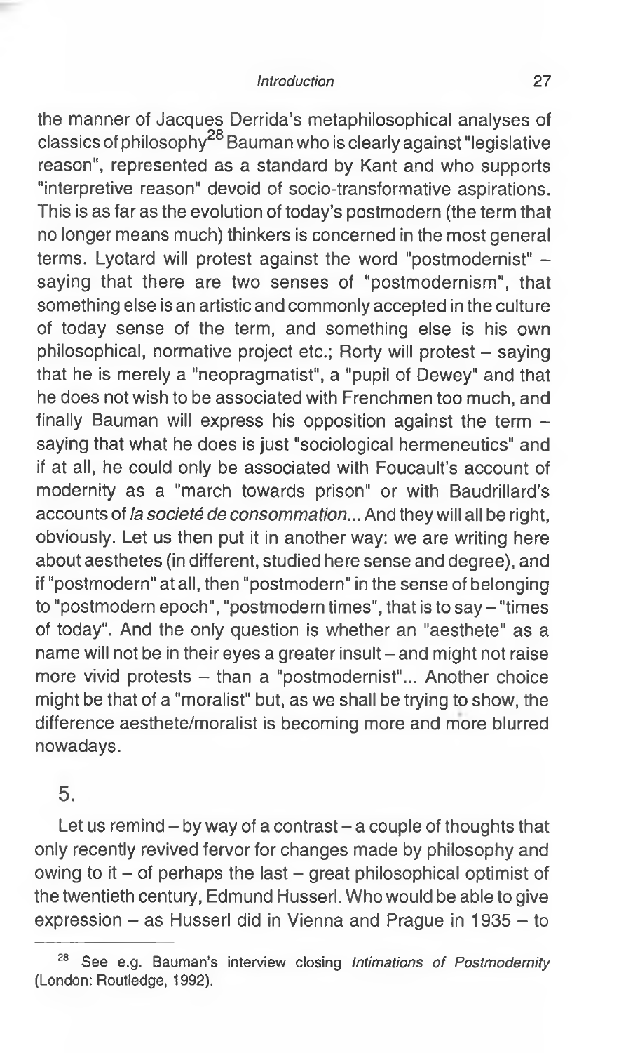the manner of Jacques Derrida's metaphilosophical analyses of classics of philosophy[28] Bauman who is clearly against "legislative reason", represented as a standard by Kant and who supports "interpretive reason" devoid of socio-transformative aspirations. This is as far as the evolution of today's postmodern (the term that no longer means much) thinkers is concerned in the most general terms. Lyotard will protest against the word "postmodernist" – saying that there are two senses of "postmodernism", that something else is an artistic and commonly accepted in the culture of today sense of the term, and something else is his own philosophical, normative project etc.; Rorty will protest – saying that he is merely a "neopragmatist", a "pupil of Dewey" and that he does not wish to be associated with Frenchmen too much, and finally Bauman will express his opposition against the term – saying that what he does is just "sociological hermeneutics" and if at all, he could only be associated with Foucault's account of modernity as a "march towards prison" or with Baudrillard's accounts of *la societé de consommation*... And they will all be right, obviously. Let us then put it in another way: we are writing here about aesthetes (in different, studied here sense and degree), and if "postmodern" at all, then "postmodern" in the sense of belonging to "postmodern epoch", "postmodern times", that is to say – "times of today". And the only question is whether an "aesthete" as a name will not be in their eyes a greater insult – and might not raise more vivid protests – than a "postmodernist"... Another choice might be that of a "moralist" but, as we shall be trying to show, the difference aesthete/moralist is becoming more and more blurred nowadays.

## 5.

Let us remind – by way of a contrast – a couple of thoughts that only recently revived fervor for changes made by philosophy and owing to it – of perhaps the last – great philosophical optimist of the twentieth century, Edmund Husserl. Who would be able to give expression – as Husserl did in Vienna and Prague in 1935 – to

---

[28] See e.g. Bauman's interview closing *Intimations of Postmodernity* (London: Routledge, 1992).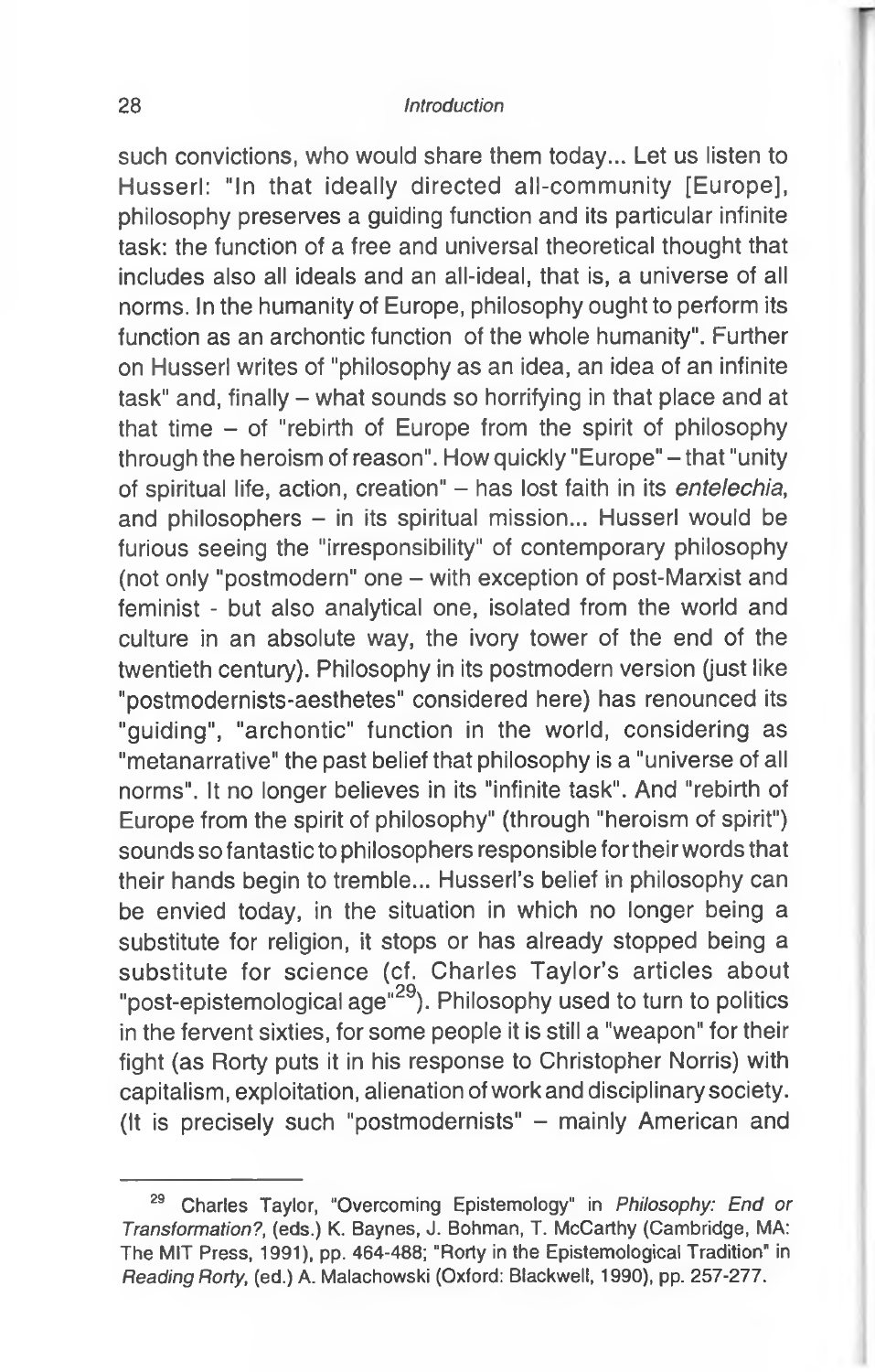such convictions, who would share them today... Let us listen to Husserl: "In that ideally directed all-community [Europe], philosophy preserves a guiding function and its particular infinite task: the function of a free and universal theoretical thought that includes also all ideals and an all-ideal, that is, a universe of all norms. In the humanity of Europe, philosophy ought to perform its function as an archontic function of the whole humanity". Further on Husserl writes of "philosophy as an idea, an idea of an infinite task" and, finally – what sounds so horrifying in that place and at that time – of "rebirth of Europe from the spirit of philosophy through the heroism of reason". How quickly "Europe" – that "unity of spiritual life, action, creation" – has lost faith in its *entelechia*, and philosophers – in its spiritual mission... Husserl would be furious seeing the "irresponsibility" of contemporary philosophy (not only "postmodern" one – with exception of post-Marxist and feminist - but also analytical one, isolated from the world and culture in an absolute way, the ivory tower of the end of the twentieth century). Philosophy in its postmodern version (just like "postmodernists-aesthetes" considered here) has renounced its "guiding", "archontic" function in the world, considering as "metanarrative" the past belief that philosophy is a "universe of all norms". It no longer believes in its "infinite task". And "rebirth of Europe from the spirit of philosophy" (through "heroism of spirit") sounds so fantastic to philosophers responsible for their words that their hands begin to tremble... Husserl's belief in philosophy can be envied today, in the situation in which no longer being a substitute for religion, it stops or has already stopped being a substitute for science (cf. Charles Taylor's articles about "post-epistemological age"[29]). Philosophy used to turn to politics in the fervent sixties, for some people it is still a "weapon" for their fight (as Rorty puts it in his response to Christopher Norris) with capitalism, exploitation, alienation of work and disciplinary society. (It is precisely such "postmodernists" – mainly American and

---

[29] Charles Taylor, "Overcoming Epistemology" in *Philosophy: End or Transformation?*, (eds.) K. Baynes, J. Bohman, T. McCarthy (Cambridge, MA: The MIT Press, 1991), pp. 464-488; "Rorty in the Epistemological Tradition" in *Reading Rorty*, (ed.) A. Malachowski (Oxford: Blackwell, 1990), pp. 257-277.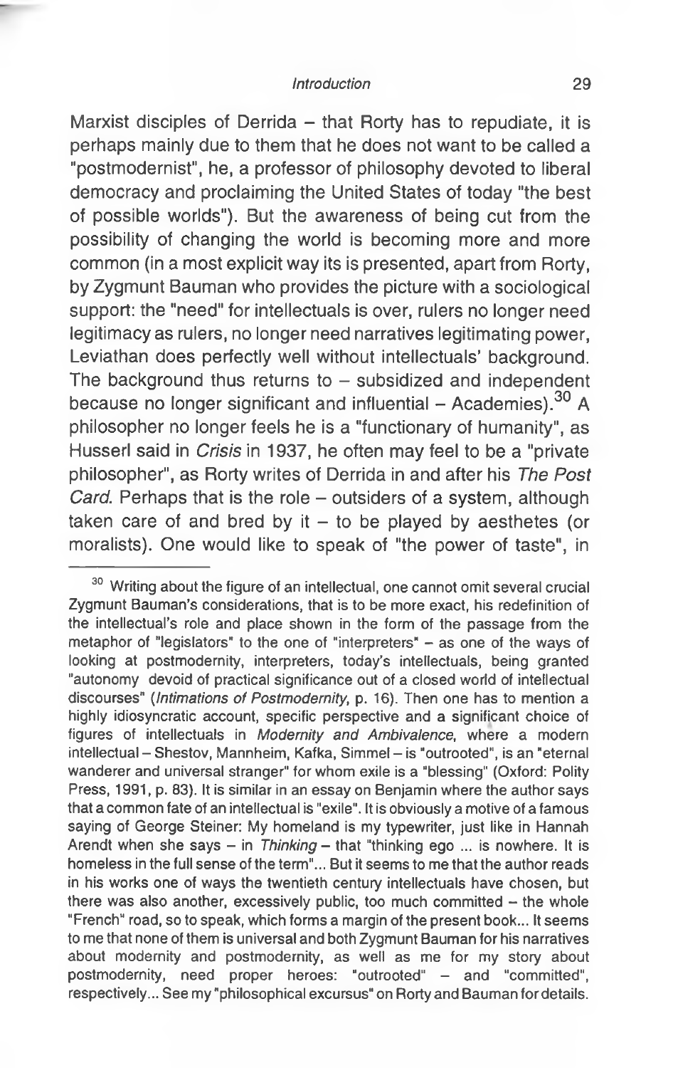Marxist disciples of Derrida – that Rorty has to repudiate, it is perhaps mainly due to them that he does not want to be called a "postmodernist", he, a professor of philosophy devoted to liberal democracy and proclaiming the United States of today "the best of possible worlds"). But the awareness of being cut from the possibility of changing the world is becoming more and more common (in a most explicit way its is presented, apart from Rorty, by Zygmunt Bauman who provides the picture with a sociological support: the "need" for intellectuals is over, rulers no longer need legitimacy as rulers, no longer need narratives legitimating power, Leviathan does perfectly well without intellectuals' background. The background thus returns to – subsidized and independent because no longer significant and influential – Academies).[30] A philosopher no longer feels he is a "functionary of humanity", as Husserl said in *Crisis* in 1937, he often may feel to be a "private philosopher", as Rorty writes of Derrida in and after his *The Post Card*. Perhaps that is the role – outsiders of a system, although taken care of and bred by it – to be played by aesthetes (or moralists). One would like to speak of "the power of taste", in

---

[30] Writing about the figure of an intellectual, one cannot omit several crucial Zygmunt Bauman's considerations, that is to be more exact, his redefinition of the intellectual's role and place shown in the form of the passage from the metaphor of "legislators" to the one of "interpreters" – as one of the ways of looking at postmodernity, interpreters, today's intellectuals, being granted "autonomy devoid of practical significance out of a closed world of intellectual discourses" (*Intimations of Postmodernity*, p. 16). Then one has to mention a highly idiosyncratic account, specific perspective and a significant choice of figures of intellectuals in *Modernity and Ambivalence*, where a modern intellectual – Shestov, Mannheim, Kafka, Simmel – is "outrooted", is an "eternal wanderer and universal stranger" for whom exile is a "blessing" (Oxford: Polity Press, 1991, p. 83). It is similar in an essay on Benjamin where the author says that a common fate of an intellectual is "exile". It is obviously a motive of a famous saying of George Steiner: My homeland is my typewriter, just like in Hannah Arendt when she says – in *Thinking* – that "thinking ego ... is nowhere. It is homeless in the full sense of the term"... But it seems to me that the author reads in his works one of ways the twentieth century intellectuals have chosen, but there was also another, excessively public, too much committed – the whole "French" road, so to speak, which forms a margin of the present book... It seems to me that none of them is universal and both Zygmunt Bauman for his narratives about modernity and postmodernity, as well as me for my story about postmodernity, need proper heroes: "outrooted" – and "committed", respectively... See my "philosophical excursus" on Rorty and Bauman for details.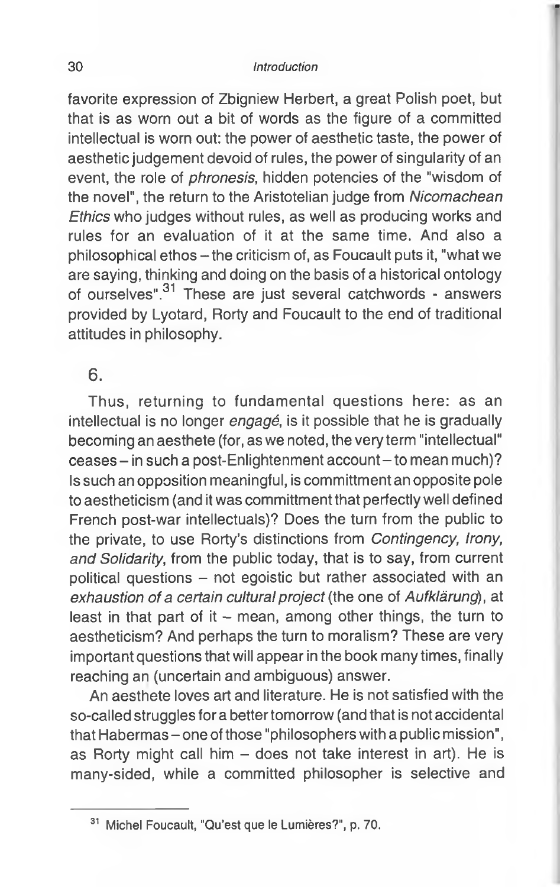favorite expression of Zbigniew Herbert, a great Polish poet, but that is as worn out a bit of words as the figure of a committed intellectual is worn out: the power of aesthetic taste, the power of aesthetic judgement devoid of rules, the power of singularity of an event, the role of *phronesis*, hidden potencies of the "wisdom of the novel", the return to the Aristotelian judge from *Nicomachean Ethics* who judges without rules, as well as producing works and rules for an evaluation of it at the same time. And also a philosophical ethos – the criticism of, as Foucault puts it, "what we are saying, thinking and doing on the basis of a historical ontology of ourselves".[31] These are just several catchwords - answers provided by Lyotard, Rorty and Foucault to the end of traditional attitudes in philosophy.

## 6.

Thus, returning to fundamental questions here: as an intellectual is no longer *engagé*, is it possible that he is gradually becoming an aesthete (for, as we noted, the very term "intellectual" ceases – in such a post-Enlightenment account – to mean much)? Is such an opposition meaningful, is committment an opposite pole to aestheticism (and it was committment that perfectly well defined French post-war intellectuals)? Does the turn from the public to the private, to use Rorty's distinctions from *Contingency, Irony, and Solidarity*, from the public today, that is to say, from current political questions – not egoistic but rather associated with an *exhaustion of a certain cultural project* (the one of *Aufklärung*), at least in that part of it – mean, among other things, the turn to aestheticism? And perhaps the turn to moralism? These are very important questions that will appear in the book many times, finally reaching an (uncertain and ambiguous) answer.

An aesthete loves art and literature. He is not satisfied with the so-called struggles for a better tomorrow (and that is not accidental that Habermas – one of those "philosophers with a public mission", as Rorty might call him – does not take interest in art). He is many-sided, while a committed philosopher is selective and

---

[31] Michel Foucault, "Qu'est que le Lumières?", p. 70.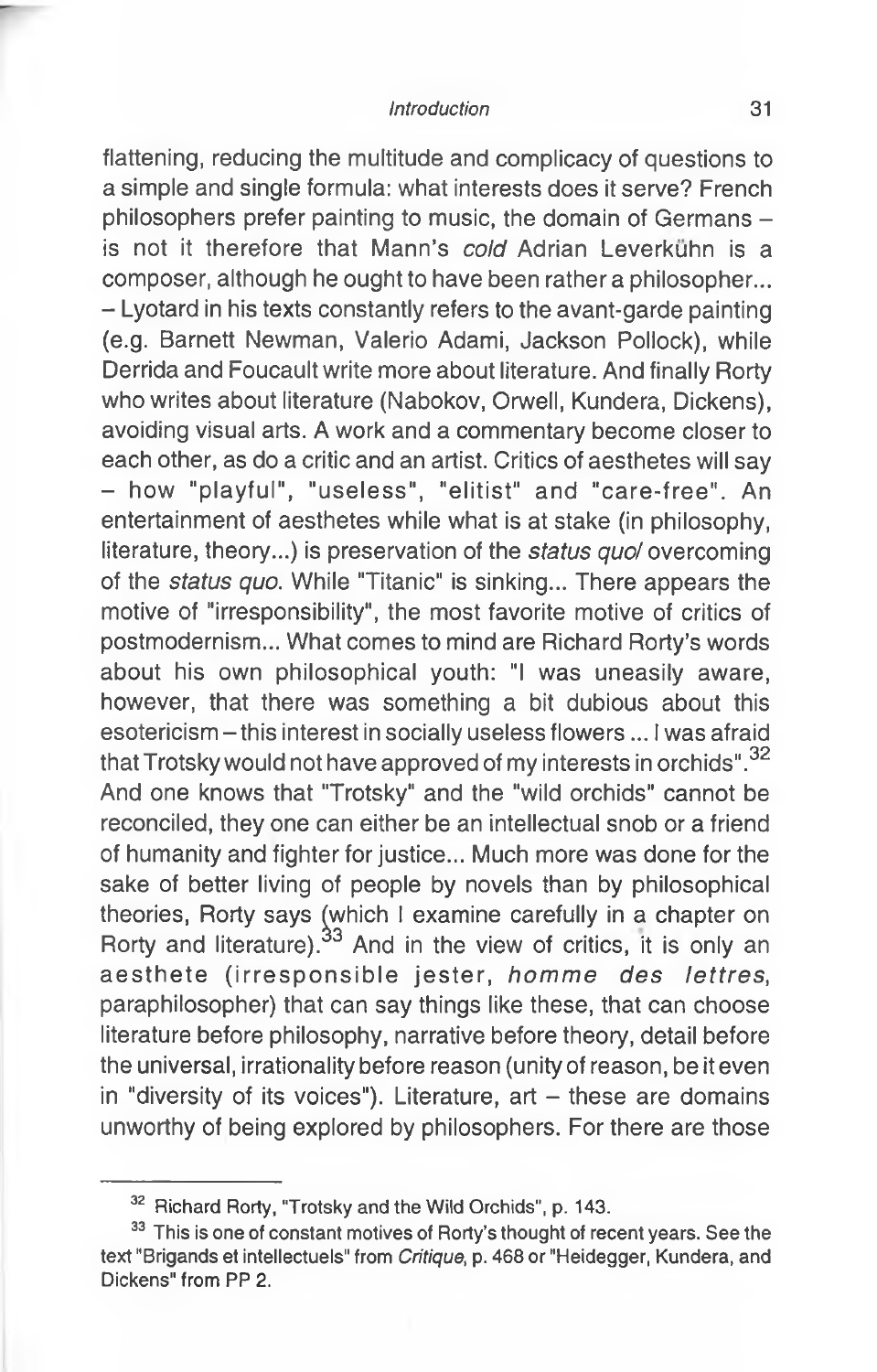flattening, reducing the multitude and complicacy of questions to a simple and single formula: what interests does it serve? French philosophers prefer painting to music, the domain of Germans – is not it therefore that Mann's *cold* Adrian Leverkühn is a composer, although he ought to have been rather a philosopher... – Lyotard in his texts constantly refers to the avant-garde painting (e.g. Barnett Newman, Valerio Adami, Jackson Pollock), while Derrida and Foucault write more about literature. And finally Rorty who writes about literature (Nabokov, Orwell, Kundera, Dickens), avoiding visual arts. A work and a commentary become closer to each other, as do a critic and an artist. Critics of aesthetes will say – how "playful", "useless", "elitist" and "care-free". An entertainment of aesthetes while what is at stake (in philosophy, literature, theory...) is preservation of the *status quo*/ overcoming of the *status quo*. While "Titanic" is sinking... There appears the motive of "irresponsibility", the most favorite motive of critics of postmodernism... What comes to mind are Richard Rorty's words about his own philosophical youth: "I was uneasily aware, however, that there was something a bit dubious about this esotericism – this interest in socially useless flowers ... I was afraid that Trotsky would not have approved of my interests in orchids".[32] And one knows that "Trotsky" and the "wild orchids" cannot be reconciled, they one can either be an intellectual snob or a friend of humanity and fighter for justice... Much more was done for the sake of better living of people by novels than by philosophical theories, Rorty says (which I examine carefully in a chapter on Rorty and literature).[33] And in the view of critics, it is only an aesthete (irresponsible jester, *homme des lettres*, paraphilosopher) that can say things like these, that can choose literature before philosophy, narrative before theory, detail before the universal, irrationality before reason (unity of reason, be it even in "diversity of its voices"). Literature, art – these are domains unworthy of being explored by philosophers. For there are those

---

[32] Richard Rorty, "Trotsky and the Wild Orchids", p. 143.

[33] This is one of constant motives of Rorty's thought of recent years. See the text "Brigands et intellectuels" from *Critique*, p. 468 or "Heidegger, Kundera, and Dickens" from PP 2.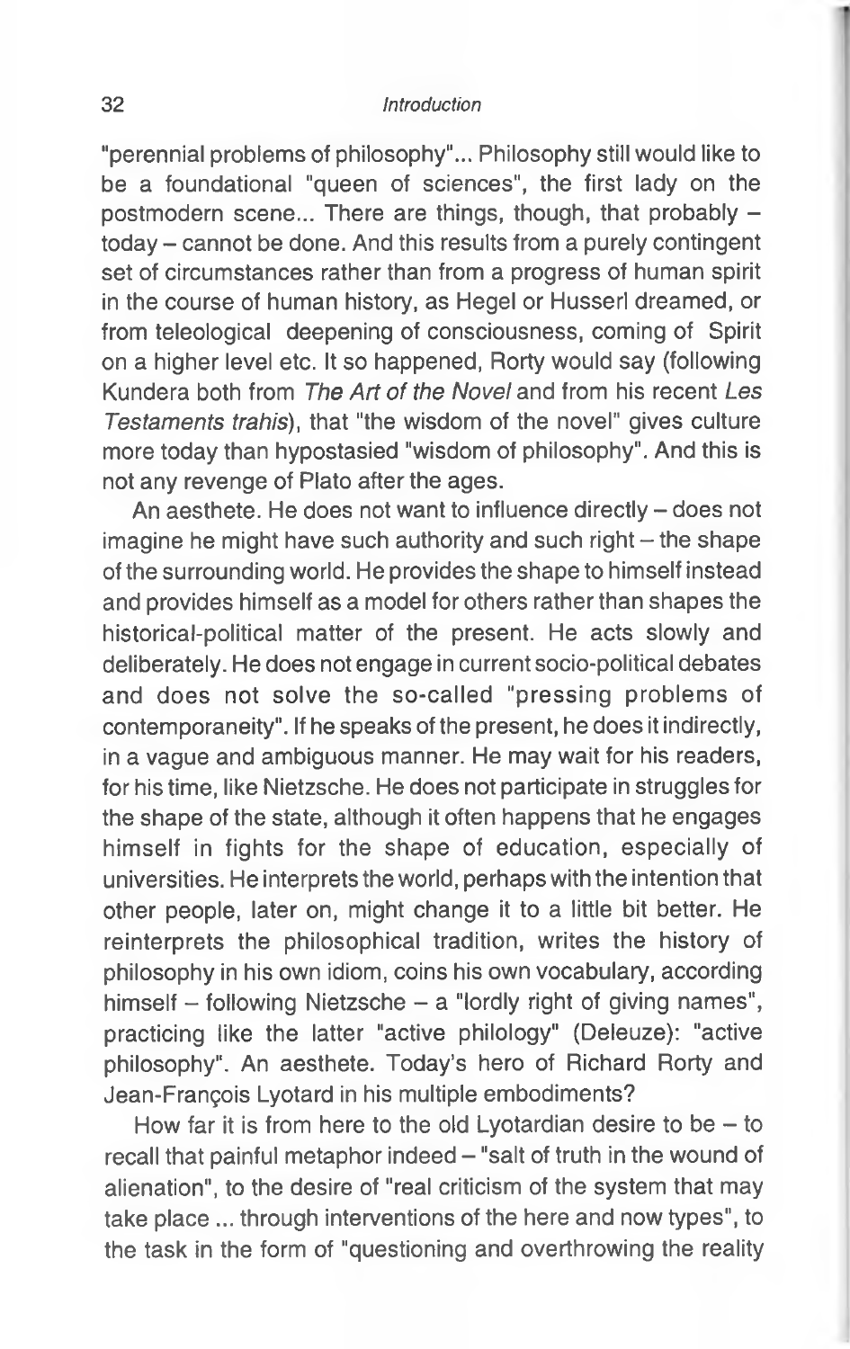"perennial problems of philosophy"... Philosophy still would like to be a foundational "queen of sciences", the first lady on the postmodern scene... There are things, though, that probably – today – cannot be done. And this results from a purely contingent set of circumstances rather than from a progress of human spirit in the course of human history, as Hegel or Husserl dreamed, or from teleological deepening of consciousness, coming of Spirit on a higher level etc. It so happened, Rorty would say (following Kundera both from *The Art of the Novel* and from his recent *Les Testaments trahis*), that "the wisdom of the novel" gives culture more today than hypostasied "wisdom of philosophy". And this is not any revenge of Plato after the ages.

An aesthete. He does not want to influence directly – does not imagine he might have such authority and such right – the shape of the surrounding world. He provides the shape to himself instead and provides himself as a model for others rather than shapes the historical-political matter of the present. He acts slowly and deliberately. He does not engage in current socio-political debates and does not solve the so-called "pressing problems of contemporaneity". If he speaks of the present, he does it indirectly, in a vague and ambiguous manner. He may wait for his readers, for his time, like Nietzsche. He does not participate in struggles for the shape of the state, although it often happens that he engages himself in fights for the shape of education, especially of universities. He interprets the world, perhaps with the intention that other people, later on, might change it to a little bit better. He reinterprets the philosophical tradition, writes the history of philosophy in his own idiom, coins his own vocabulary, according himself – following Nietzsche – a "lordly right of giving names", practicing like the latter "active philology" (Deleuze): "active philosophy". An aesthete. Today's hero of Richard Rorty and Jean-François Lyotard in his multiple embodiments?

How far it is from here to the old Lyotardian desire to be – to recall that painful metaphor indeed – "salt of truth in the wound of alienation", to the desire of "real criticism of the system that may take place ... through interventions of the here and now types", to the task in the form of "questioning and overthrowing the reality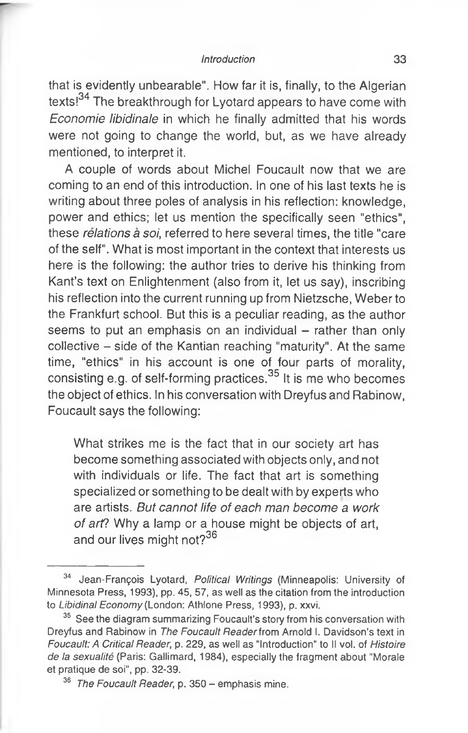that is evidently unbearable". How far it is, finally, to the Algerian texts![34] The breakthrough for Lyotard appears to have come with *Economie libidinale* in which he finally admitted that his words were not going to change the world, but, as we have already mentioned, to interpret it.

A couple of words about Michel Foucault now that we are coming to an end of this introduction. In one of his last texts he is writing about three poles of analysis in his reflection: knowledge, power and ethics; let us mention the specifically seen "ethics", these *rélations à soi*, referred to here several times, the title "care of the self". What is most important in the context that interests us here is the following: the author tries to derive his thinking from Kant's text on Enlightenment (also from it, let us say), inscribing his reflection into the current running up from Nietzsche, Weber to the Frankfurt school. But this is a peculiar reading, as the author seems to put an emphasis on an individual – rather than only collective – side of the Kantian reaching "maturity". At the same time, "ethics" in his account is one of four parts of morality, consisting e.g. of self-forming practices.[35] It is me who becomes the object of ethics. In his conversation with Dreyfus and Rabinow, Foucault says the following:

> What strikes me is the fact that in our society art has become something associated with objects only, and not with individuals or life. The fact that art is something specialized or something to be dealt with by experts who are artists. *But cannot life of each man become a work of art*? Why a lamp or a house might be objects of art, and our lives might not?[36]

---

[34] Jean-François Lyotard, *Political Writings* (Minneapolis: University of Minnesota Press, 1993), pp. 45, 57, as well as the citation from the introduction to *Libidinal Economy* (London: Athlone Press, 1993), p. xxvi.

[35] See the diagram summarizing Foucault's story from his conversation with Dreyfus and Rabinow in *The Foucault Reader* from Arnold I. Davidson's text in *Foucault: A Critical Reader*, p. 229, as well as "Introduction" to II vol. of *Histoire de la sexualité* (Paris: Gallimard, 1984), especially the fragment about "Morale et pratique de soi", pp. 32-39.

[36] *The Foucault Reader*, p. 350 – emphasis mine.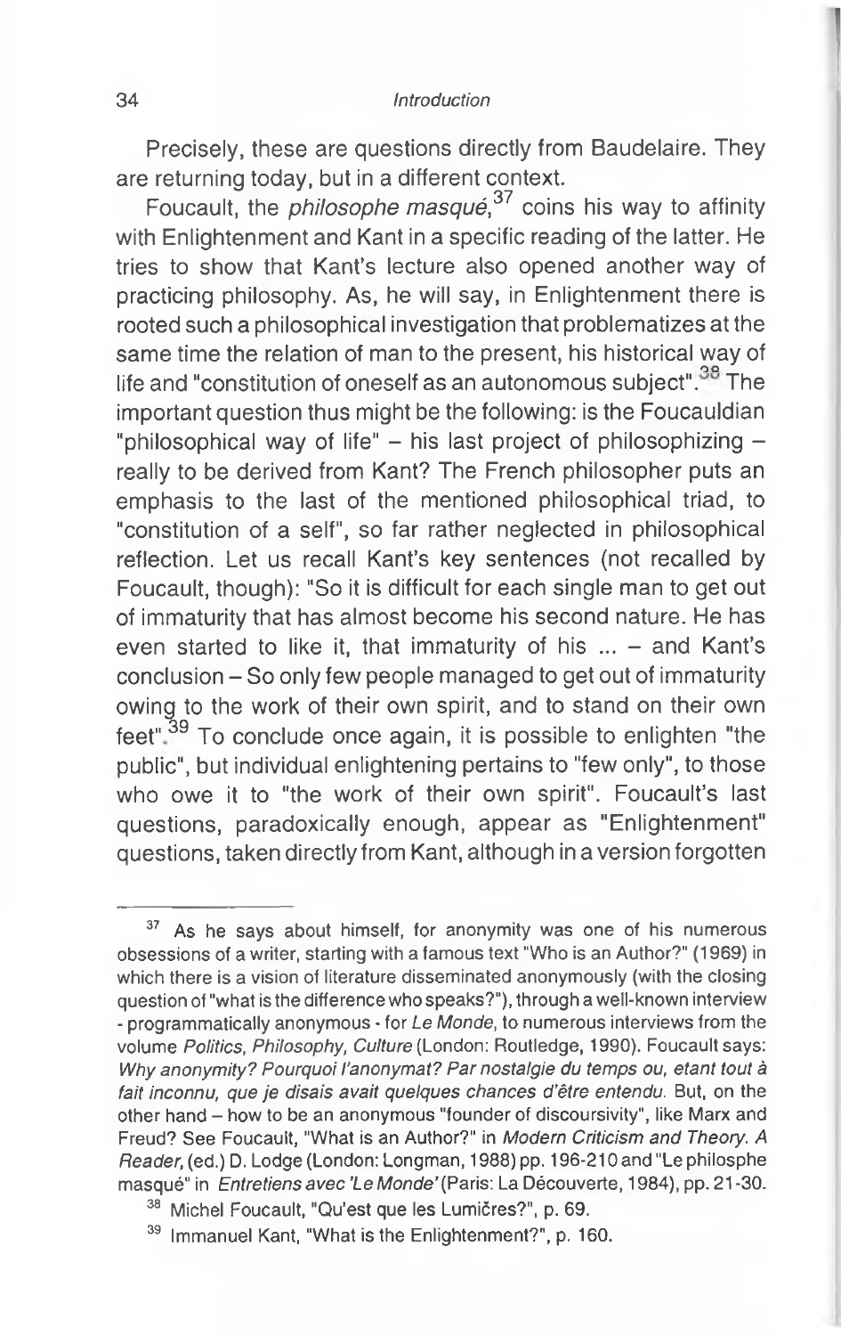Precisely, these are questions directly from Baudelaire. They are returning today, but in a different context.

Foucault, the *philosophe masqué*,[37] coins his way to affinity with Enlightenment and Kant in a specific reading of the latter. He tries to show that Kant's lecture also opened another way of practicing philosophy. As, he will say, in Enlightenment there is rooted such a philosophical investigation that problematizes at the same time the relation of man to the present, his historical way of life and "constitution of oneself as an autonomous subject".[38] The important question thus might be the following: is the Foucauldian "philosophical way of life" – his last project of philosophizing – really to be derived from Kant? The French philosopher puts an emphasis to the last of the mentioned philosophical triad, to "constitution of a self", so far rather neglected in philosophical reflection. Let us recall Kant's key sentences (not recalled by Foucault, though): "So it is difficult for each single man to get out of immaturity that has almost become his second nature. He has even started to like it, that immaturity of his ... – and Kant's conclusion – So only few people managed to get out of immaturity owing to the work of their own spirit, and to stand on their own feet".[39] To conclude once again, it is possible to enlighten "the public", but individual enlightening pertains to "few only", to those who owe it to "the work of their own spirit". Foucault's last questions, paradoxically enough, appear as "Enlightenment" questions, taken directly from Kant, although in a version forgotten

---

[37] As he says about himself, for anonymity was one of his numerous obsessions of a writer, starting with a famous text "Who is an Author?" (1969) in which there is a vision of literature disseminated anonymously (with the closing question of "what is the difference who speaks?"), through a well-known interview - programmatically anonymous - for *Le Monde*, to numerous interviews from the volume *Politics, Philosophy, Culture* (London: Routledge, 1990). Foucault says: *Why anonymity? Pourquoi l'anonymat? Par nostalgie du temps ou, etant tout à fait inconnu, que je disais avait quelques chances d'être entendu.* But, on the other hand – how to be an anonymous "founder of discoursivity", like Marx and Freud? See Foucault, "What is an Author?" in *Modern Criticism and Theory. A Reader*, (ed.) D. Lodge (London: Longman, 1988) pp. 196-210 and "Le philosphe masqué" in *Entretiens avec 'Le Monde'* (Paris: La Découverte, 1984), pp. 21-30.

[38] Michel Foucault, "Qu'est que les Lumičres?", p. 69.

[39] Immanuel Kant, "What is the Enlightenment?", p. 160.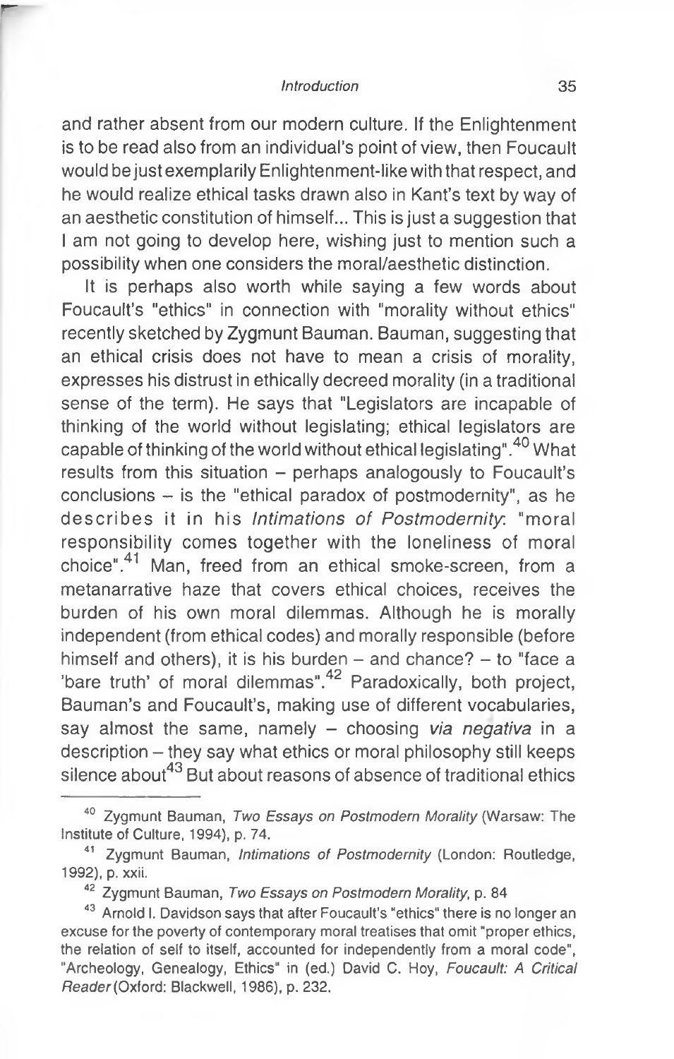and rather absent from our modern culture. If the Enlightenment is to be read also from an individual's point of view, then Foucault would be just exemplarily Enlightenment-like with that respect, and he would realize ethical tasks drawn also in Kant's text by way of an aesthetic constitution of himself... This is just a suggestion that I am not going to develop here, wishing just to mention such a possibility when one considers the moral/aesthetic distinction.

It is perhaps also worth while saying a few words about Foucault's "ethics" in connection with "morality without ethics" recently sketched by Zygmunt Bauman. Bauman, suggesting that an ethical crisis does not have to mean a crisis of morality, expresses his distrust in ethically decreed morality (in a traditional sense of the term). He says that "Legislators are incapable of thinking of the world without legislating; ethical legislators are capable of thinking of the world without ethical legislating".[40] What results from this situation – perhaps analogously to Foucault's conclusions – is the "ethical paradox of postmodernity", as he describes it in his *Intimations of Postmodernity*: "moral responsibility comes together with the loneliness of moral choice".[41] Man, freed from an ethical smoke-screen, from a metanarrative haze that covers ethical choices, receives the burden of his own moral dilemmas. Although he is morally independent (from ethical codes) and morally responsible (before himself and others), it is his burden – and chance? – to "face a 'bare truth' of moral dilemmas".[42] Paradoxically, both project, Bauman's and Foucault's, making use of different vocabularies, say almost the same, namely – choosing *via negativa* in a description – they say what ethics or moral philosophy still keeps silence about[43] But about reasons of absence of traditional ethics

---

[40] Zygmunt Bauman, *Two Essays on Postmodern Morality* (Warsaw: The Institute of Culture, 1994), p. 74.

[41] Zygmunt Bauman, *Intimations of Postmodernity* (London: Routledge, 1992), p. xxii.

[42] Zygmunt Bauman, *Two Essays on Postmodern Morality*, p. 84

[43] Arnold I. Davidson says that after Foucault's "ethics" there is no longer an excuse for the poverty of contemporary moral treatises that omit "proper ethics, the relation of self to itself, accounted for independently from a moral code", "Archeology, Genealogy, Ethics" in (ed.) David C. Hoy, *Foucault: A Critical Reader* (Oxford: Blackwell, 1986), p. 232.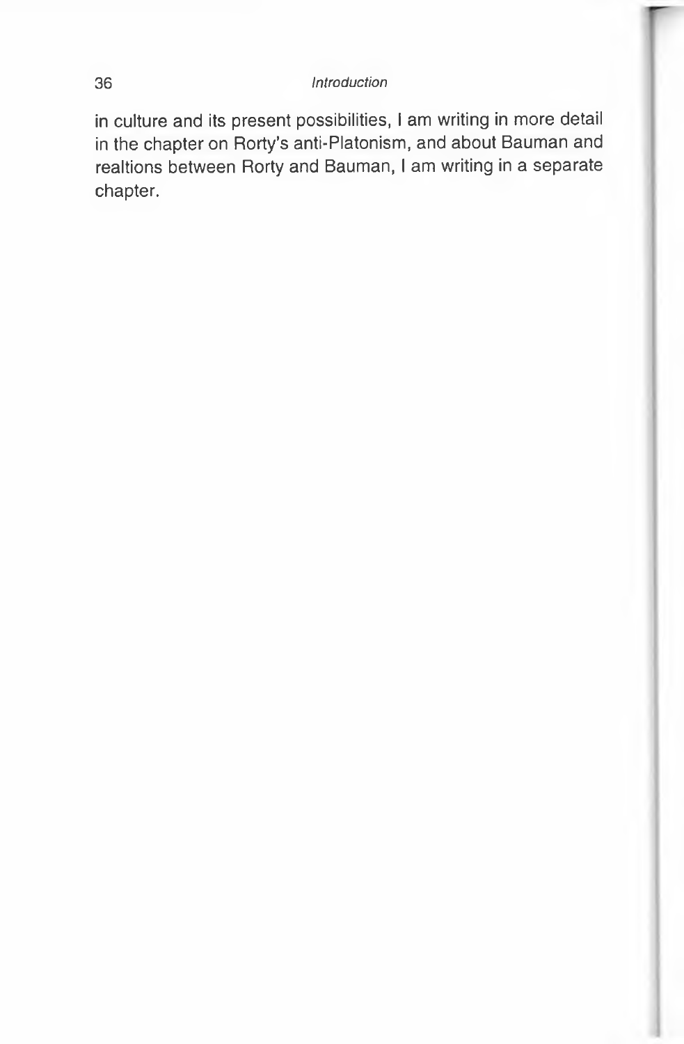in culture and its present possibilities, I am writing in more detail in the chapter on Rorty's anti-Platonism, and about Bauman and realtions between Rorty and Bauman, I am writing in a separate chapter.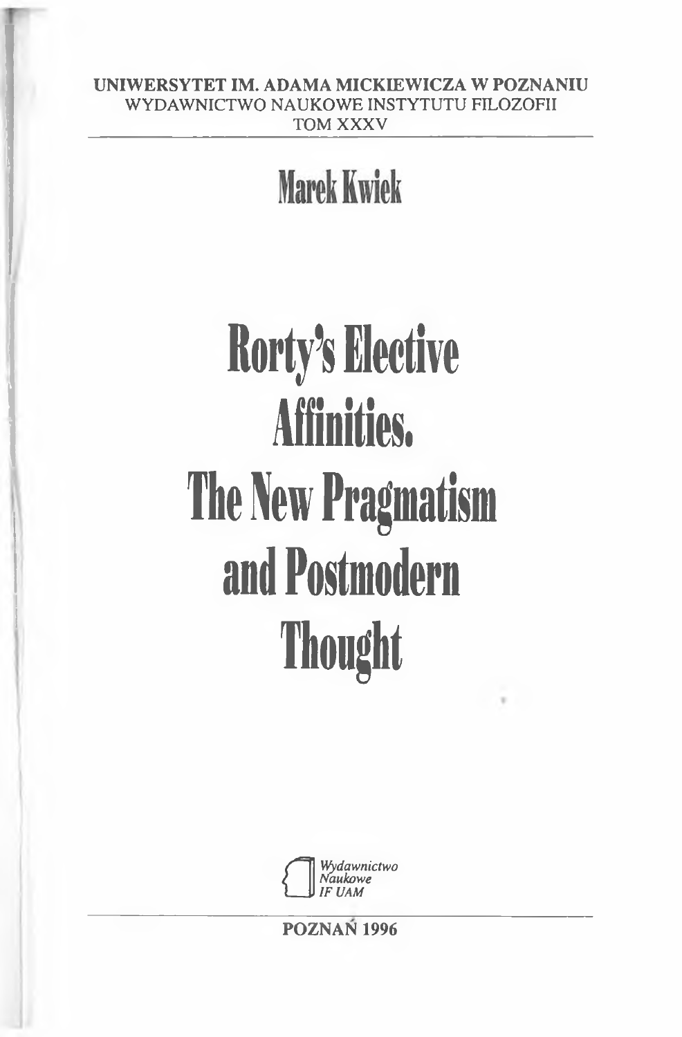UNIWERSYTET IM. ADAMA MICKIEWICZA W POZNANIU
WYDAWNICTWO NAUKOWE INSTYTUTU FILOZOFII
TOM XXXV

## Marek Kwiek

# Rorty's Elective Affinities. The New Pragmatism and Postmodern Thought

Wydawnictwo Naukowe IF UAM

POZNAŃ 1996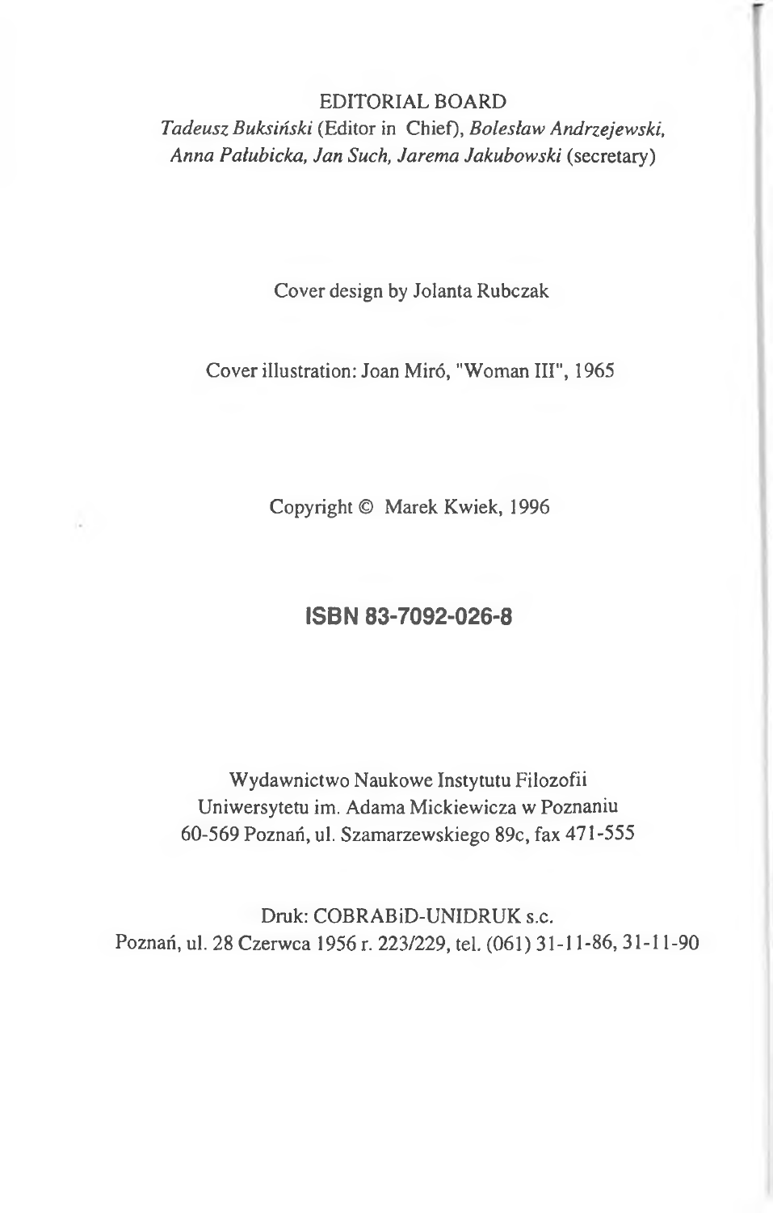EDITORIAL BOARD

*Tadeusz Buksiński* (Editor in Chief), *Bolesław Andrzejewski, Anna Pałubicka, Jan Such, Jarema Jakubowski* (secretary)

Cover design by Jolanta Rubczak

Cover illustration: Joan Miró, "Woman III", 1965

Copyright © Marek Kwiek, 1996

**ISBN 83-7092-026-8**

Wydawnictwo Naukowe Instytutu Filozofii
Uniwersytetu im. Adama Mickiewicza w Poznaniu
60-569 Poznań, ul. Szamarzewskiego 89c, fax 471-555

Druk: COBRABiD-UNIDRUK s.c.
Poznań, ul. 28 Czerwca 1956 r. 223/229, tel. (061) 31-11-86, 31-11-90